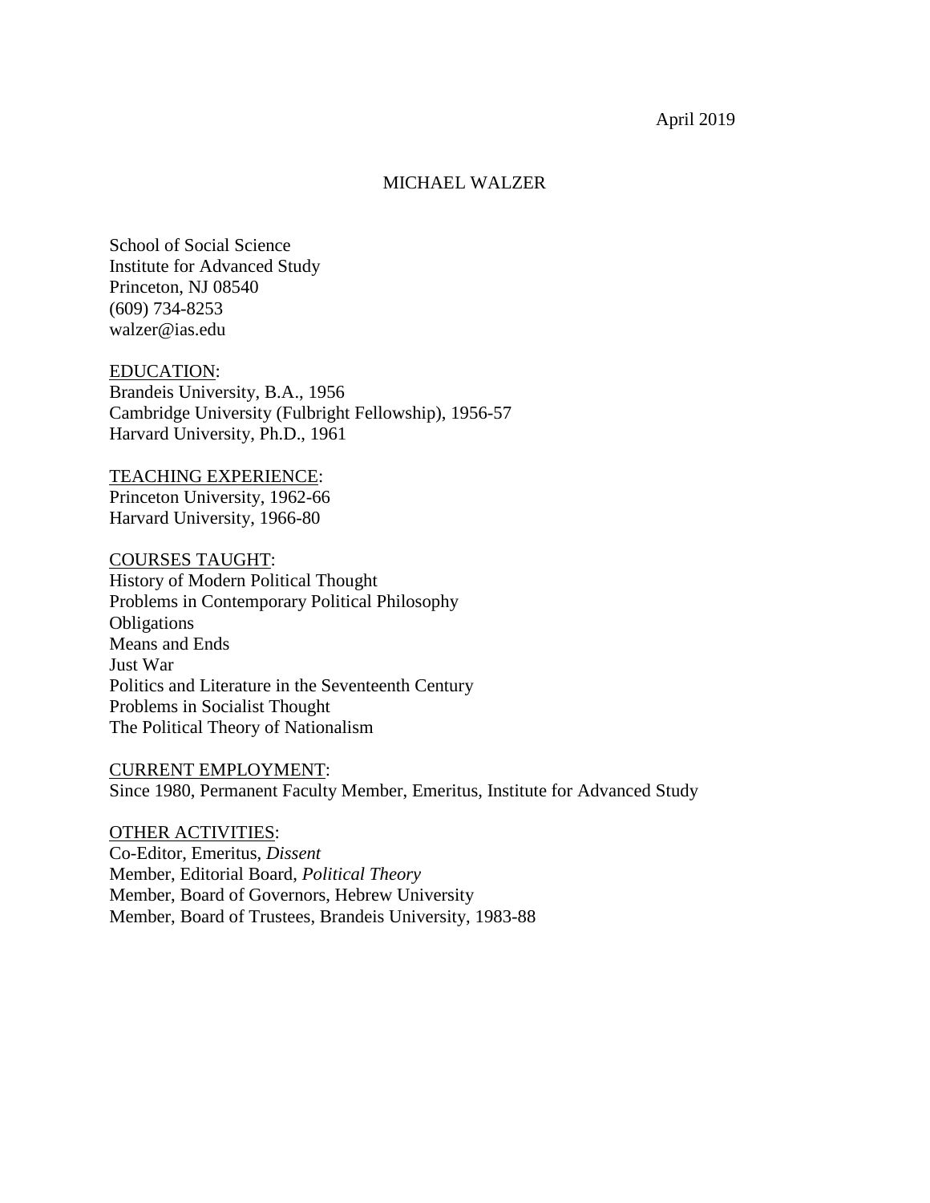April 2019

# MICHAEL WALZER

School of Social Science
Institute for Advanced Study
Princeton, NJ 08540
(609) 734-8253
walzer@ias.edu

## EDUCATION:

Brandeis University, B.A., 1956
Cambridge University (Fulbright Fellowship), 1956-57
Harvard University, Ph.D., 1961

## TEACHING EXPERIENCE:

Princeton University, 1962-66
Harvard University, 1966-80

## COURSES TAUGHT:

History of Modern Political Thought
Problems in Contemporary Political Philosophy
Obligations
Means and Ends
Just War
Politics and Literature in the Seventeenth Century
Problems in Socialist Thought
The Political Theory of Nationalism

## CURRENT EMPLOYMENT:

Since 1980, Permanent Faculty Member, Emeritus, Institute for Advanced Study

## OTHER ACTIVITIES:

Co-Editor, Emeritus, *Dissent*
Member, Editorial Board, *Political Theory*
Member, Board of Governors, Hebrew University
Member, Board of Trustees, Brandeis University, 1983-88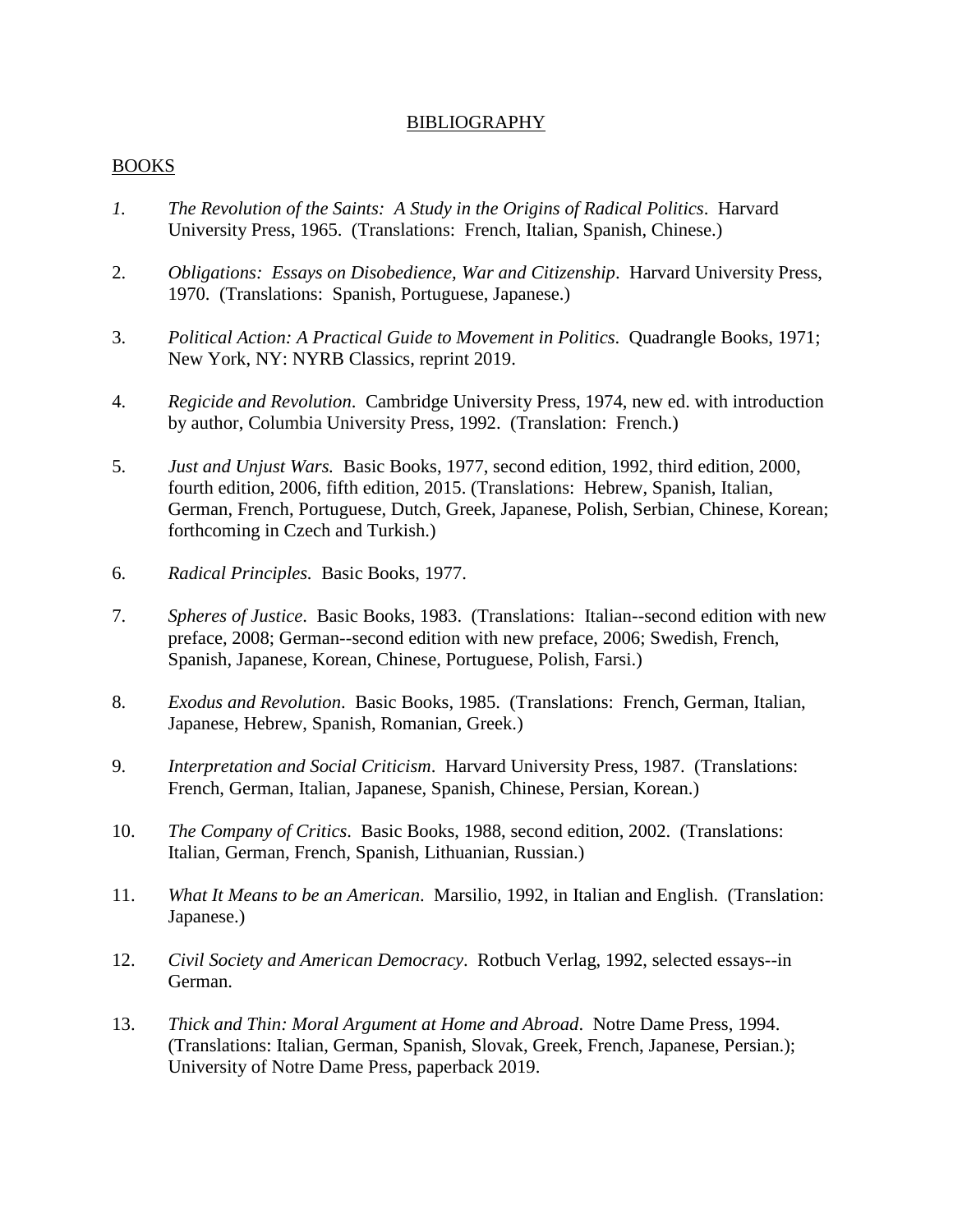# BIBLIOGRAPHY

## BOOKS

1. *The Revolution of the Saints: A Study in the Origins of Radical Politics*. Harvard University Press, 1965. (Translations: French, Italian, Spanish, Chinese.)

2. *Obligations: Essays on Disobedience, War and Citizenship*. Harvard University Press, 1970. (Translations: Spanish, Portuguese, Japanese.)

3. *Political Action: A Practical Guide to Movement in Politics*. Quadrangle Books, 1971; New York, NY: NYRB Classics, reprint 2019.

4. *Regicide and Revolution*. Cambridge University Press, 1974, new ed. with introduction by author, Columbia University Press, 1992. (Translation: French.)

5. *Just and Unjust Wars.* Basic Books, 1977, second edition, 1992, third edition, 2000, fourth edition, 2006, fifth edition, 2015. (Translations: Hebrew, Spanish, Italian, German, French, Portuguese, Dutch, Greek, Japanese, Polish, Serbian, Chinese, Korean; forthcoming in Czech and Turkish.)

6. *Radical Principles.* Basic Books, 1977.

7. *Spheres of Justice*. Basic Books, 1983. (Translations: Italian--second edition with new preface, 2008; German--second edition with new preface, 2006; Swedish, French, Spanish, Japanese, Korean, Chinese, Portuguese, Polish, Farsi.)

8. *Exodus and Revolution*. Basic Books, 1985. (Translations: French, German, Italian, Japanese, Hebrew, Spanish, Romanian, Greek.)

9. *Interpretation and Social Criticism*. Harvard University Press, 1987. (Translations: French, German, Italian, Japanese, Spanish, Chinese, Persian, Korean.)

10. *The Company of Critics*. Basic Books, 1988, second edition, 2002. (Translations: Italian, German, French, Spanish, Lithuanian, Russian.)

11. *What It Means to be an American*. Marsilio, 1992, in Italian and English. (Translation: Japanese.)

12. *Civil Society and American Democracy*. Rotbuch Verlag, 1992, selected essays--in German.

13. *Thick and Thin: Moral Argument at Home and Abroad*. Notre Dame Press, 1994. (Translations: Italian, German, Spanish, Slovak, Greek, French, Japanese, Persian.); University of Notre Dame Press, paperback 2019.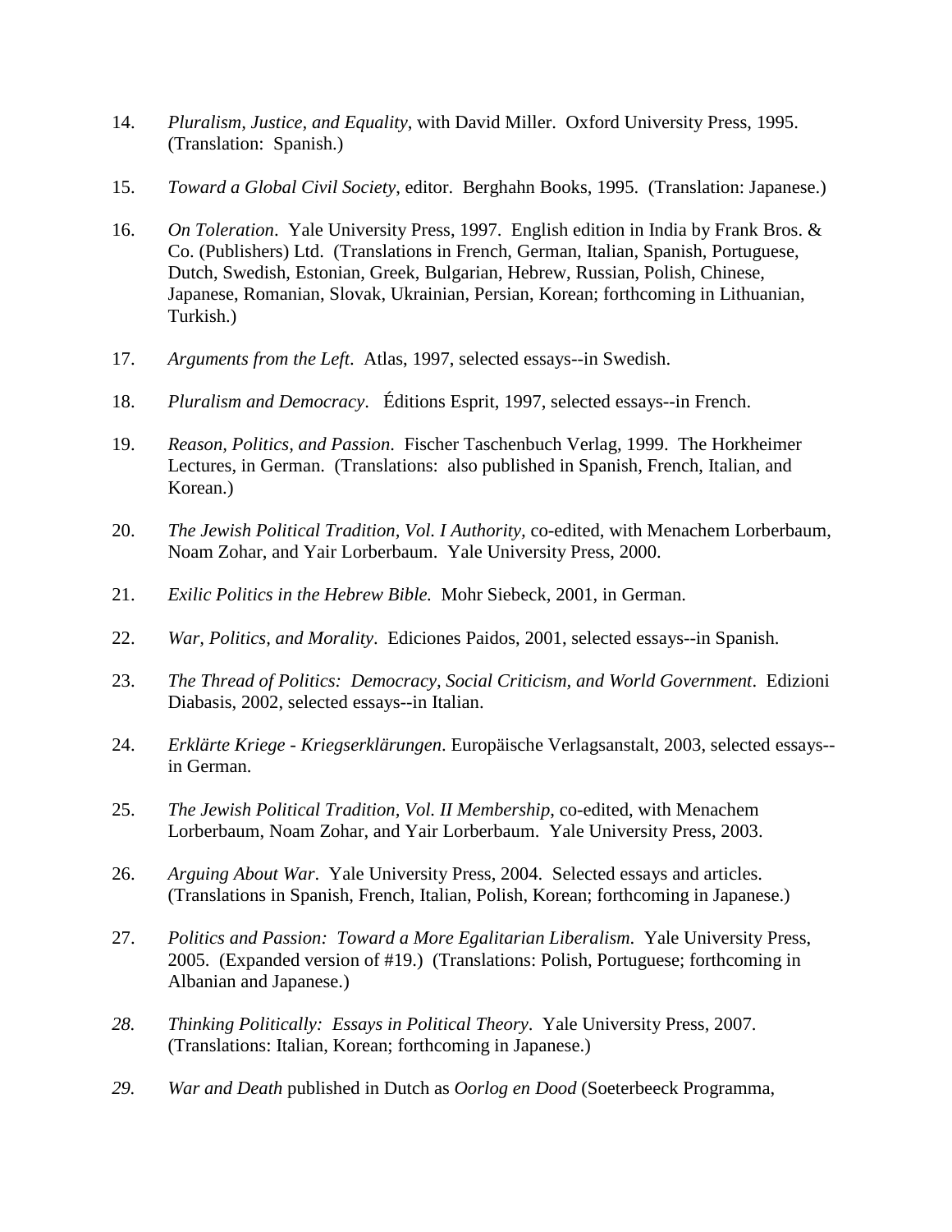14. *Pluralism, Justice, and Equality*, with David Miller. Oxford University Press, 1995. (Translation: Spanish.)

15. *Toward a Global Civil Society*, editor. Berghahn Books, 1995. (Translation: Japanese.)

16. *On Toleration*. Yale University Press, 1997. English edition in India by Frank Bros. & Co. (Publishers) Ltd. (Translations in French, German, Italian, Spanish, Portuguese, Dutch, Swedish, Estonian, Greek, Bulgarian, Hebrew, Russian, Polish, Chinese, Japanese, Romanian, Slovak, Ukrainian, Persian, Korean; forthcoming in Lithuanian, Turkish.)

17. *Arguments from the Left*. Atlas, 1997, selected essays--in Swedish.

18. *Pluralism and Democracy*. Éditions Esprit, 1997, selected essays--in French.

19. *Reason, Politics, and Passion*. Fischer Taschenbuch Verlag, 1999. The Horkheimer Lectures, in German. (Translations: also published in Spanish, French, Italian, and Korean.)

20. *The Jewish Political Tradition, Vol. I Authority,* co-edited, with Menachem Lorberbaum, Noam Zohar, and Yair Lorberbaum. Yale University Press, 2000.

21. *Exilic Politics in the Hebrew Bible.* Mohr Siebeck, 2001, in German.

22. *War, Politics, and Morality*. Ediciones Paidos, 2001, selected essays--in Spanish.

23. *The Thread of Politics: Democracy, Social Criticism, and World Government*. Edizioni Diabasis, 2002, selected essays--in Italian.

24. *Erklärte Kriege - Kriegserklärungen*. Europäische Verlagsanstalt, 2003, selected essays--in German.

25. *The Jewish Political Tradition, Vol. II Membership*, co-edited, with Menachem Lorberbaum, Noam Zohar, and Yair Lorberbaum. Yale University Press, 2003.

26. *Arguing About War*. Yale University Press, 2004. Selected essays and articles. (Translations in Spanish, French, Italian, Polish, Korean; forthcoming in Japanese.)

27. *Politics and Passion: Toward a More Egalitarian Liberalism*. Yale University Press, 2005. (Expanded version of #19.) (Translations: Polish, Portuguese; forthcoming in Albanian and Japanese.)

28. *Thinking Politically: Essays in Political Theory*. Yale University Press, 2007. (Translations: Italian, Korean; forthcoming in Japanese.)

29. *War and Death* published in Dutch as *Oorlog en Dood* (Soeterbeeck Programma,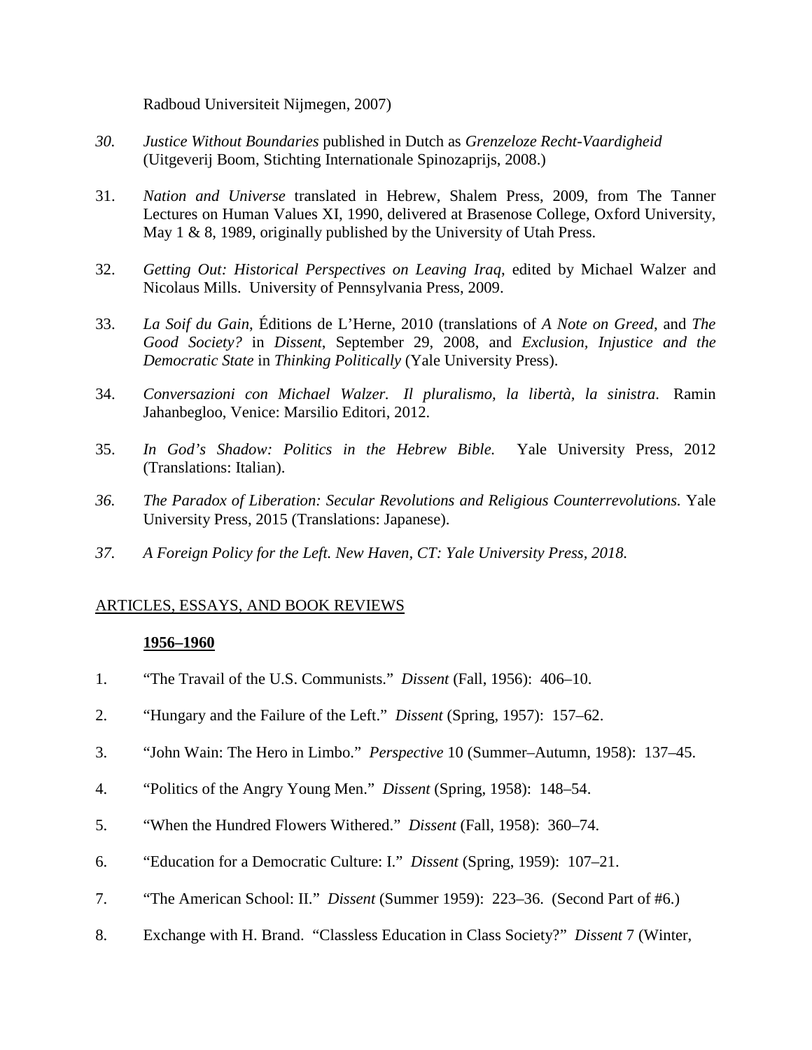Radboud Universiteit Nijmegen, 2007)

*30.* *Justice Without Boundaries* published in Dutch as *Grenzeloze Recht-Vaardigheid* (Uitgeverij Boom, Stichting Internationale Spinozaprijs, 2008.)

31. *Nation and Universe* translated in Hebrew, Shalem Press, 2009, from The Tanner Lectures on Human Values XI, 1990, delivered at Brasenose College, Oxford University, May 1 & 8, 1989, originally published by the University of Utah Press.

32. *Getting Out: Historical Perspectives on Leaving Iraq*, edited by Michael Walzer and Nicolaus Mills. University of Pennsylvania Press, 2009.

33. *La Soif du Gain*, Éditions de L'Herne, 2010 (translations of *A Note on Greed*, and *The Good Society?* in *Dissent*, September 29, 2008, and *Exclusion, Injustice and the Democratic State* in *Thinking Politically* (Yale University Press).

34. *Conversazioni con Michael Walzer. Il pluralismo, la libertà, la sinistra*. Ramin Jahanbegloo, Venice: Marsilio Editori, 2012.

35. *In God's Shadow: Politics in the Hebrew Bible.* Yale University Press, 2012 (Translations: Italian).

*36.* *The Paradox of Liberation: Secular Revolutions and Religious Counterrevolutions.* Yale University Press, 2015 (Translations: Japanese).

*37. A Foreign Policy for the Left. New Haven, CT: Yale University Press, 2018.*

ARTICLES, ESSAYS, AND BOOK REVIEWS

**1956–1960**

1. "The Travail of the U.S. Communists." *Dissent* (Fall, 1956): 406–10.

2. "Hungary and the Failure of the Left." *Dissent* (Spring, 1957): 157–62.

3. "John Wain: The Hero in Limbo." *Perspective* 10 (Summer–Autumn, 1958): 137–45.

4. "Politics of the Angry Young Men." *Dissent* (Spring, 1958): 148–54.

5. "When the Hundred Flowers Withered." *Dissent* (Fall, 1958): 360–74.

6. "Education for a Democratic Culture: I." *Dissent* (Spring, 1959): 107–21.

7. "The American School: II." *Dissent* (Summer 1959): 223–36. (Second Part of #6.)

8. Exchange with H. Brand. "Classless Education in Class Society?" *Dissent* 7 (Winter,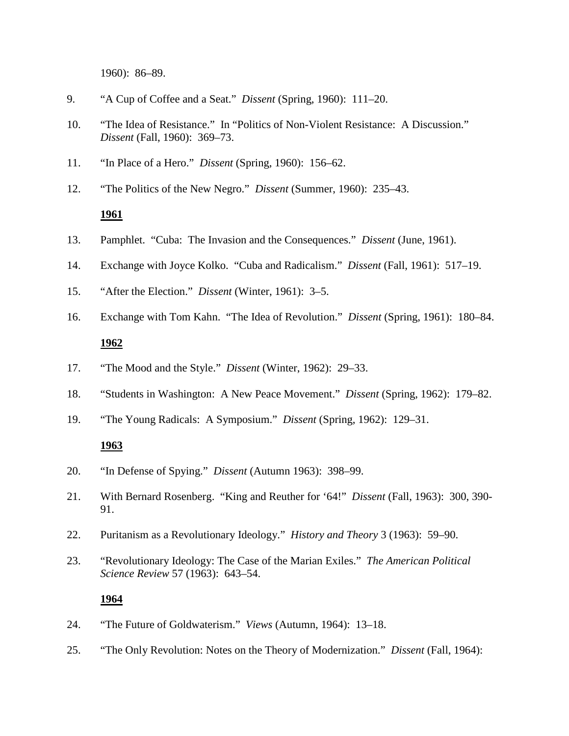1960): 86–89.

9. “A Cup of Coffee and a Seat.” *Dissent* (Spring, 1960): 111–20.

10. “The Idea of Resistance.” In “Politics of Non-Violent Resistance: A Discussion.” *Dissent* (Fall, 1960): 369–73.

11. “In Place of a Hero.” *Dissent* (Spring, 1960): 156–62.

12. “The Politics of the New Negro.” *Dissent* (Summer, 1960): 235–43.

**<u>1961</u>**

13. Pamphlet. “Cuba: The Invasion and the Consequences.” *Dissent* (June, 1961).

14. Exchange with Joyce Kolko. “Cuba and Radicalism.” *Dissent* (Fall, 1961): 517–19.

15. “After the Election.” *Dissent* (Winter, 1961): 3–5.

16. Exchange with Tom Kahn. “The Idea of Revolution.” *Dissent* (Spring, 1961): 180–84.

**<u>1962</u>**

17. “The Mood and the Style.” *Dissent* (Winter, 1962): 29–33.

18. “Students in Washington: A New Peace Movement.” *Dissent* (Spring, 1962): 179–82.

19. “The Young Radicals: A Symposium.” *Dissent* (Spring, 1962): 129–31.

**<u>1963</u>**

20. “In Defense of Spying.” *Dissent* (Autumn 1963): 398–99.

21. With Bernard Rosenberg. “King and Reuther for ‘64!” *Dissent* (Fall, 1963): 300, 390-91.

22. Puritanism as a Revolutionary Ideology.” *History and Theory* 3 (1963): 59–90.

23. “Revolutionary Ideology: The Case of the Marian Exiles.” *The American Political Science Review* 57 (1963): 643–54.

**<u>1964</u>**

24. “The Future of Goldwaterism.” *Views* (Autumn, 1964): 13–18.

25. “The Only Revolution: Notes on the Theory of Modernization.” *Dissent* (Fall, 1964):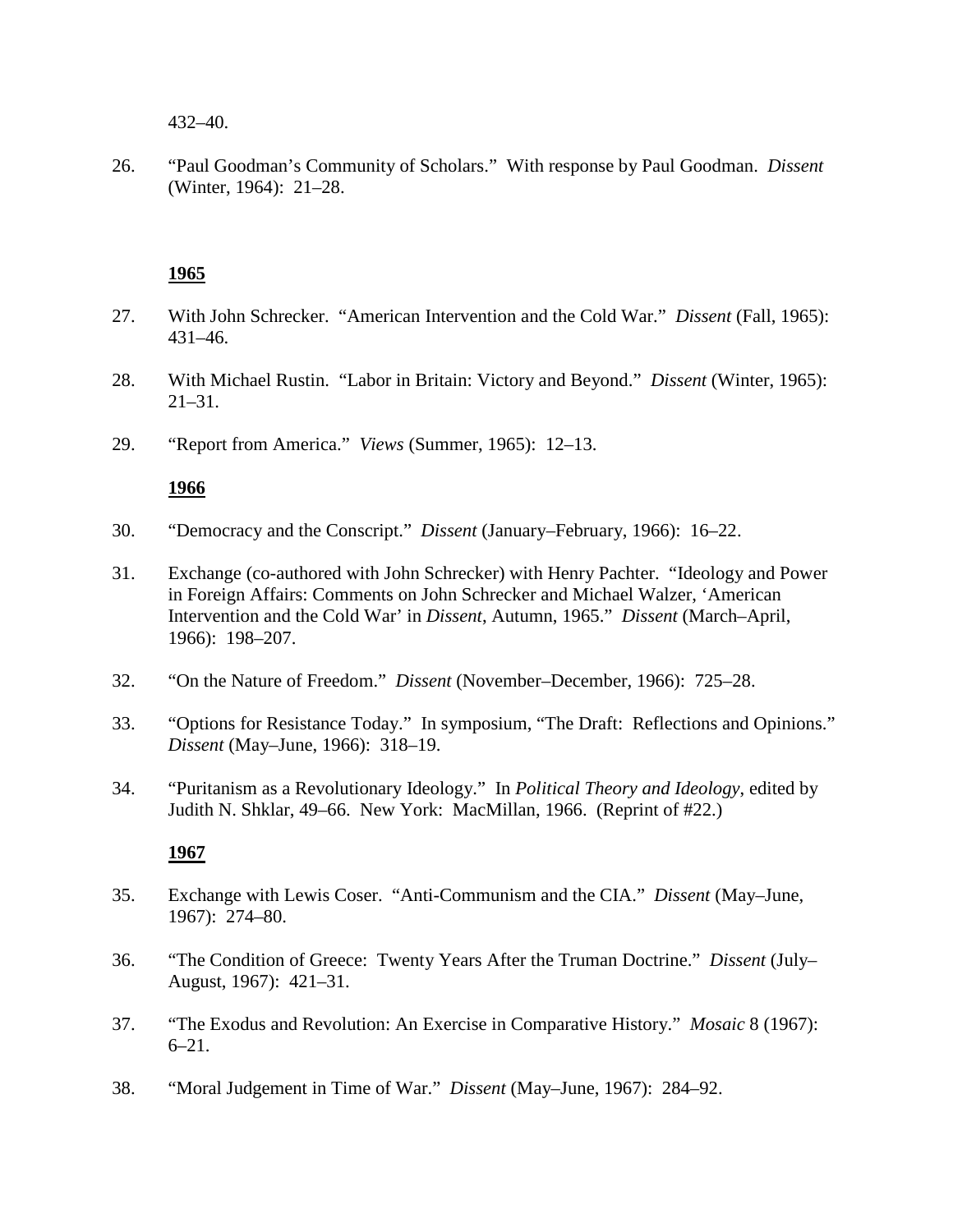432–40.

26. “Paul Goodman’s Community of Scholars.” With response by Paul Goodman. *Dissent* (Winter, 1964): 21–28.

**1965**

27. With John Schrecker. “American Intervention and the Cold War.” *Dissent* (Fall, 1965): 431–46.

28. With Michael Rustin. “Labor in Britain: Victory and Beyond.” *Dissent* (Winter, 1965): 21–31.

29. “Report from America.” *Views* (Summer, 1965): 12–13.

**1966**

30. “Democracy and the Conscript.” *Dissent* (January–February, 1966): 16–22.

31. Exchange (co-authored with John Schrecker) with Henry Pachter. “Ideology and Power in Foreign Affairs: Comments on John Schrecker and Michael Walzer, ‘American Intervention and the Cold War’ in *Dissent*, Autumn, 1965.” *Dissent* (March–April, 1966): 198–207.

32. “On the Nature of Freedom.” *Dissent* (November–December, 1966): 725–28.

33. “Options for Resistance Today.” In symposium, “The Draft: Reflections and Opinions.” *Dissent* (May–June, 1966): 318–19.

34. “Puritanism as a Revolutionary Ideology.” In *Political Theory and Ideology*, edited by Judith N. Shklar, 49–66. New York: MacMillan, 1966. (Reprint of #22.)

**1967**

35. Exchange with Lewis Coser. “Anti-Communism and the CIA.” *Dissent* (May–June, 1967): 274–80.

36. “The Condition of Greece: Twenty Years After the Truman Doctrine.” *Dissent* (July–August, 1967): 421–31.

37. “The Exodus and Revolution: An Exercise in Comparative History.” *Mosaic* 8 (1967): 6–21.

38. “Moral Judgement in Time of War.” *Dissent* (May–June, 1967): 284–92.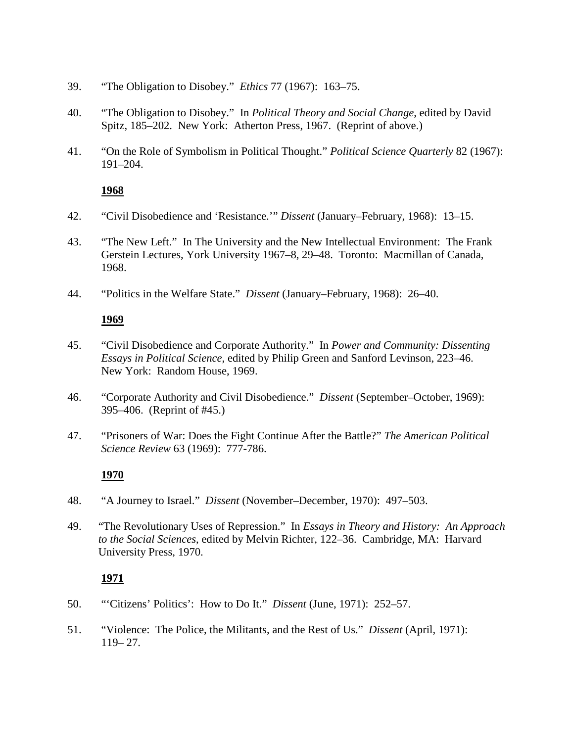39. "The Obligation to Disobey." *Ethics* 77 (1967): 163–75.

40. "The Obligation to Disobey." In *Political Theory and Social Change*, edited by David Spitz, 185–202. New York: Atherton Press, 1967. (Reprint of above.)

41. "On the Role of Symbolism in Political Thought." *Political Science Quarterly* 82 (1967): 191–204.

**1968**

42. "Civil Disobedience and 'Resistance.'" *Dissent* (January–February, 1968): 13–15.

43. "The New Left." In The University and the New Intellectual Environment: The Frank Gerstein Lectures, York University 1967–8, 29–48. Toronto: Macmillan of Canada, 1968.

44. "Politics in the Welfare State." *Dissent* (January–February, 1968): 26–40.

**1969**

45. "Civil Disobedience and Corporate Authority." In *Power and Community: Dissenting Essays in Political Science*, edited by Philip Green and Sanford Levinson, 223–46. New York: Random House, 1969.

46. "Corporate Authority and Civil Disobedience." *Dissent* (September–October, 1969): 395–406. (Reprint of #45.)

47. "Prisoners of War: Does the Fight Continue After the Battle?" *The American Political Science Review* 63 (1969): 777-786.

**1970**

48. "A Journey to Israel." *Dissent* (November–December, 1970): 497–503.

49. "The Revolutionary Uses of Repression." In *Essays in Theory and History: An Approach to the Social Sciences*, edited by Melvin Richter, 122–36. Cambridge, MA: Harvard University Press, 1970.

**1971**

50. "'Citizens' Politics': How to Do It." *Dissent* (June, 1971): 252–57.

51. "Violence: The Police, the Militants, and the Rest of Us." *Dissent* (April, 1971): 119– 27.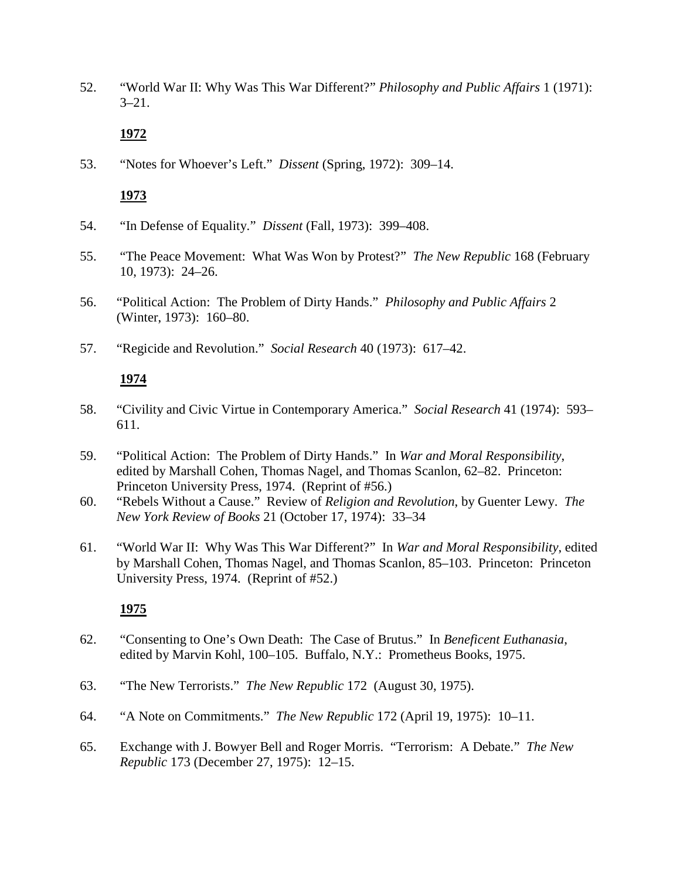52. “World War II: Why Was This War Different?” *Philosophy and Public Affairs* 1 (1971): 3–21.

**1972**

53. “Notes for Whoever’s Left.” *Dissent* (Spring, 1972): 309–14.

**1973**

54. “In Defense of Equality.” *Dissent* (Fall, 1973): 399–408.

55. “The Peace Movement: What Was Won by Protest?” *The New Republic* 168 (February 10, 1973): 24–26.

56. “Political Action: The Problem of Dirty Hands.” *Philosophy and Public Affairs* 2 (Winter, 1973): 160–80.

57. “Regicide and Revolution.” *Social Research* 40 (1973): 617–42.

**1974**

58. “Civility and Civic Virtue in Contemporary America.” *Social Research* 41 (1974): 593–611.

59. “Political Action: The Problem of Dirty Hands.” In *War and Moral Responsibility*, edited by Marshall Cohen, Thomas Nagel, and Thomas Scanlon, 62–82. Princeton: Princeton University Press, 1974. (Reprint of #56.)

60. “Rebels Without a Cause.” Review of *Religion and Revolution*, by Guenter Lewy. *The New York Review of Books* 21 (October 17, 1974): 33–34

61. “World War II: Why Was This War Different?” In *War and Moral Responsibility*, edited by Marshall Cohen, Thomas Nagel, and Thomas Scanlon, 85–103. Princeton: Princeton University Press, 1974. (Reprint of #52.)

**1975**

62. “Consenting to One’s Own Death: The Case of Brutus.” In *Beneficent Euthanasia*, edited by Marvin Kohl, 100–105. Buffalo, N.Y.: Prometheus Books, 1975.

63. “The New Terrorists.” *The New Republic* 172 (August 30, 1975).

64. “A Note on Commitments.” *The New Republic* 172 (April 19, 1975): 10–11.

65. Exchange with J. Bowyer Bell and Roger Morris. “Terrorism: A Debate.” *The New Republic* 173 (December 27, 1975): 12–15.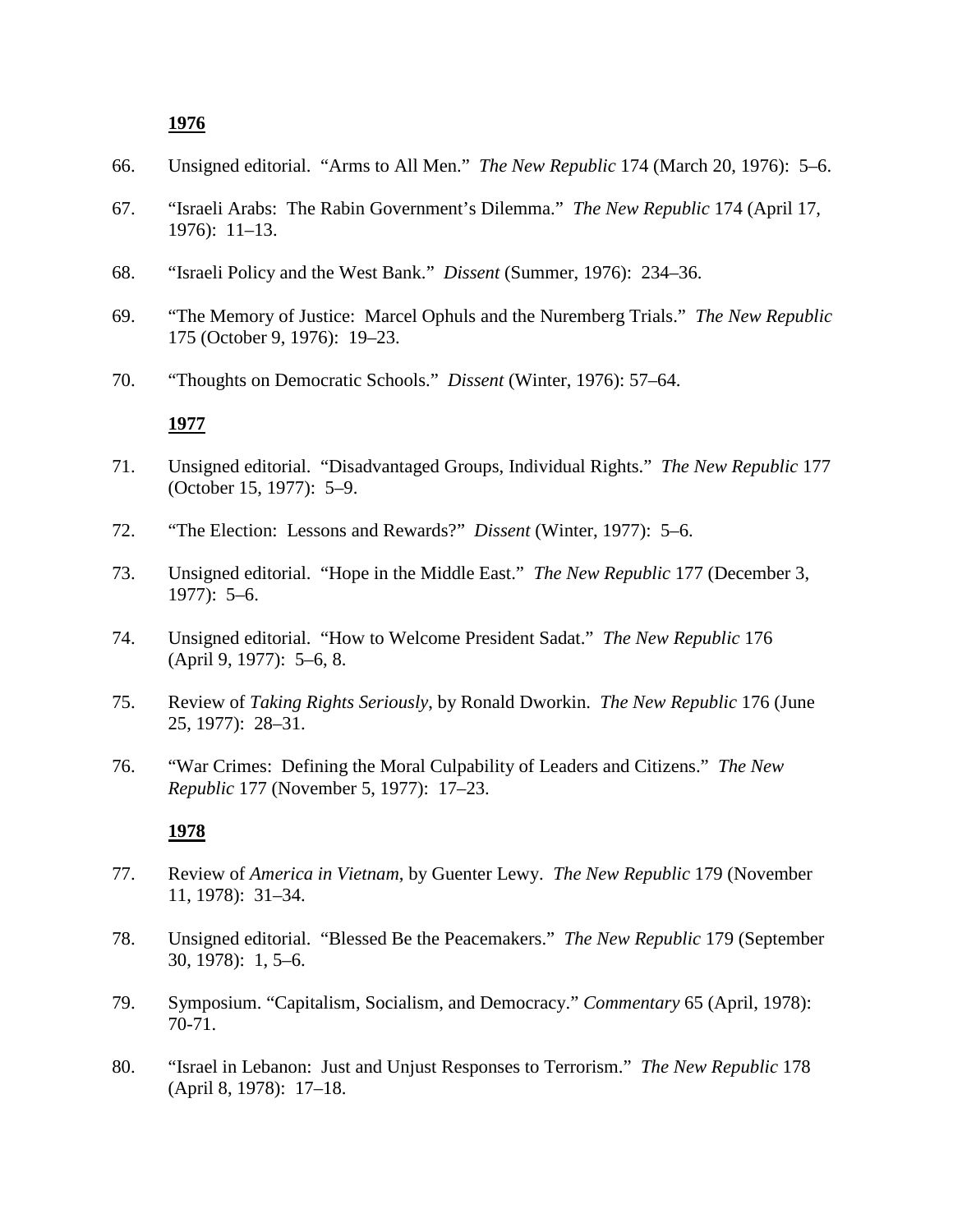**1976**

66. Unsigned editorial. "Arms to All Men." *The New Republic* 174 (March 20, 1976): 5–6.

67. "Israeli Arabs: The Rabin Government's Dilemma." *The New Republic* 174 (April 17, 1976): 11–13.

68. "Israeli Policy and the West Bank." *Dissent* (Summer, 1976): 234–36.

69. "The Memory of Justice: Marcel Ophuls and the Nuremberg Trials." *The New Republic* 175 (October 9, 1976): 19–23.

70. "Thoughts on Democratic Schools." *Dissent* (Winter, 1976): 57–64.

**1977**

71. Unsigned editorial. "Disadvantaged Groups, Individual Rights." *The New Republic* 177 (October 15, 1977): 5–9.

72. "The Election: Lessons and Rewards?" *Dissent* (Winter, 1977): 5–6.

73. Unsigned editorial. "Hope in the Middle East." *The New Republic* 177 (December 3, 1977): 5–6.

74. Unsigned editorial. "How to Welcome President Sadat." *The New Republic* 176 (April 9, 1977): 5–6, 8.

75. Review of *Taking Rights Seriously*, by Ronald Dworkin. *The New Republic* 176 (June 25, 1977): 28–31.

76. "War Crimes: Defining the Moral Culpability of Leaders and Citizens." *The New Republic* 177 (November 5, 1977): 17–23.

**1978**

77. Review of *America in Vietnam*, by Guenter Lewy. *The New Republic* 179 (November 11, 1978): 31–34.

78. Unsigned editorial. "Blessed Be the Peacemakers." *The New Republic* 179 (September 30, 1978): 1, 5–6.

79. Symposium. "Capitalism, Socialism, and Democracy." *Commentary* 65 (April, 1978): 70-71.

80. "Israel in Lebanon: Just and Unjust Responses to Terrorism." *The New Republic* 178 (April 8, 1978): 17–18.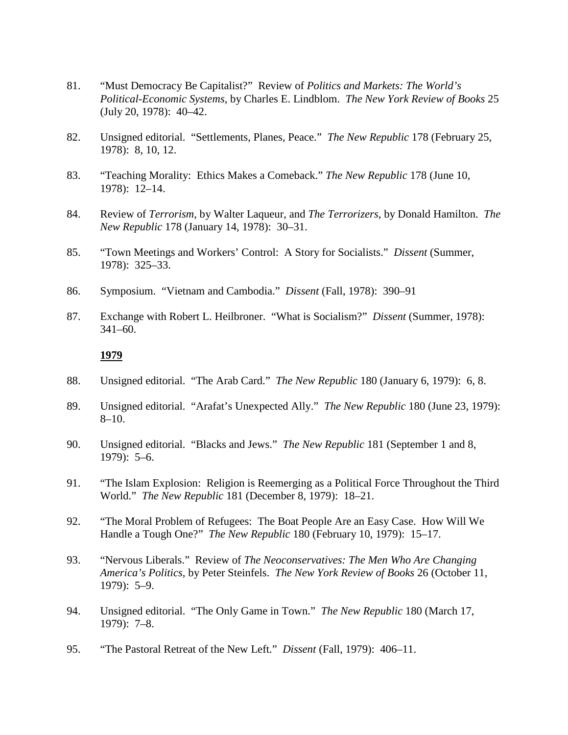81. "Must Democracy Be Capitalist?" Review of *Politics and Markets: The World's Political-Economic Systems*, by Charles E. Lindblom. *The New York Review of Books* 25 (July 20, 1978): 40–42.

82. Unsigned editorial. "Settlements, Planes, Peace." *The New Republic* 178 (February 25, 1978): 8, 10, 12.

83. "Teaching Morality: Ethics Makes a Comeback." *The New Republic* 178 (June 10, 1978): 12–14.

84. Review of *Terrorism*, by Walter Laqueur, and *The Terrorizers*, by Donald Hamilton. *The New Republic* 178 (January 14, 1978): 30–31.

85. "Town Meetings and Workers' Control: A Story for Socialists." *Dissent* (Summer, 1978): 325–33.

86. Symposium. "Vietnam and Cambodia." *Dissent* (Fall, 1978): 390–91

87. Exchange with Robert L. Heilbroner. "What is Socialism?" *Dissent* (Summer, 1978): 341–60.

**<u>1979</u>**

88. Unsigned editorial. "The Arab Card." *The New Republic* 180 (January 6, 1979): 6, 8.

89. Unsigned editorial. "Arafat's Unexpected Ally." *The New Republic* 180 (June 23, 1979): 8–10.

90. Unsigned editorial. "Blacks and Jews." *The New Republic* 181 (September 1 and 8, 1979): 5–6.

91. "The Islam Explosion: Religion is Reemerging as a Political Force Throughout the Third World." *The New Republic* 181 (December 8, 1979): 18–21.

92. "The Moral Problem of Refugees: The Boat People Are an Easy Case. How Will We Handle a Tough One?" *The New Republic* 180 (February 10, 1979): 15–17.

93. "Nervous Liberals." Review of *The Neoconservatives: The Men Who Are Changing America's Politics*, by Peter Steinfels. *The New York Review of Books* 26 (October 11, 1979): 5–9.

94. Unsigned editorial. "The Only Game in Town." *The New Republic* 180 (March 17, 1979): 7–8.

95. "The Pastoral Retreat of the New Left." *Dissent* (Fall, 1979): 406–11.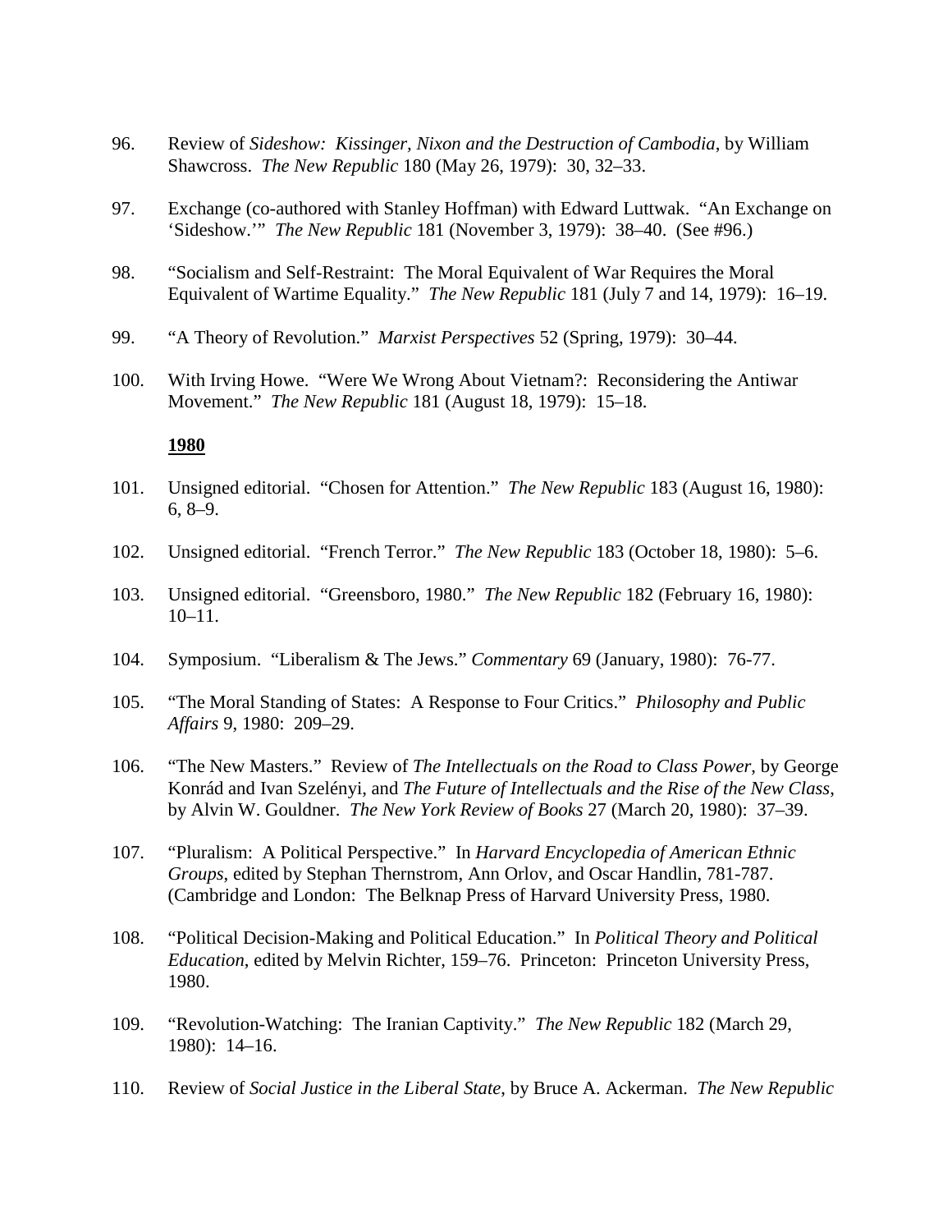96. Review of *Sideshow: Kissinger, Nixon and the Destruction of Cambodia*, by William Shawcross. *The New Republic* 180 (May 26, 1979): 30, 32–33.

97. Exchange (co-authored with Stanley Hoffman) with Edward Luttwak. "An Exchange on 'Sideshow.'" *The New Republic* 181 (November 3, 1979): 38–40. (See #96.)

98. "Socialism and Self-Restraint: The Moral Equivalent of War Requires the Moral Equivalent of Wartime Equality." *The New Republic* 181 (July 7 and 14, 1979): 16–19.

99. "A Theory of Revolution." *Marxist Perspectives* 52 (Spring, 1979): 30–44.

100. With Irving Howe. "Were We Wrong About Vietnam?: Reconsidering the Antiwar Movement." *The New Republic* 181 (August 18, 1979): 15–18.

**1980**

101. Unsigned editorial. "Chosen for Attention." *The New Republic* 183 (August 16, 1980): 6, 8–9.

102. Unsigned editorial. "French Terror." *The New Republic* 183 (October 18, 1980): 5–6.

103. Unsigned editorial. "Greensboro, 1980." *The New Republic* 182 (February 16, 1980): 10–11.

104. Symposium. "Liberalism & The Jews." *Commentary* 69 (January, 1980): 76-77.

105. "The Moral Standing of States: A Response to Four Critics." *Philosophy and Public Affairs* 9, 1980: 209–29.

106. "The New Masters." Review of *The Intellectuals on the Road to Class Power*, by George Konrád and Ivan Szelényi, and *The Future of Intellectuals and the Rise of the New Class*, by Alvin W. Gouldner. *The New York Review of Books* 27 (March 20, 1980): 37–39.

107. "Pluralism: A Political Perspective." In *Harvard Encyclopedia of American Ethnic Groups*, edited by Stephan Thernstrom, Ann Orlov, and Oscar Handlin, 781-787. (Cambridge and London: The Belknap Press of Harvard University Press, 1980.

108. "Political Decision-Making and Political Education." In *Political Theory and Political Education*, edited by Melvin Richter, 159–76. Princeton: Princeton University Press, 1980.

109. "Revolution-Watching: The Iranian Captivity." *The New Republic* 182 (March 29, 1980): 14–16.

110. Review of *Social Justice in the Liberal State*, by Bruce A. Ackerman. *The New Republic*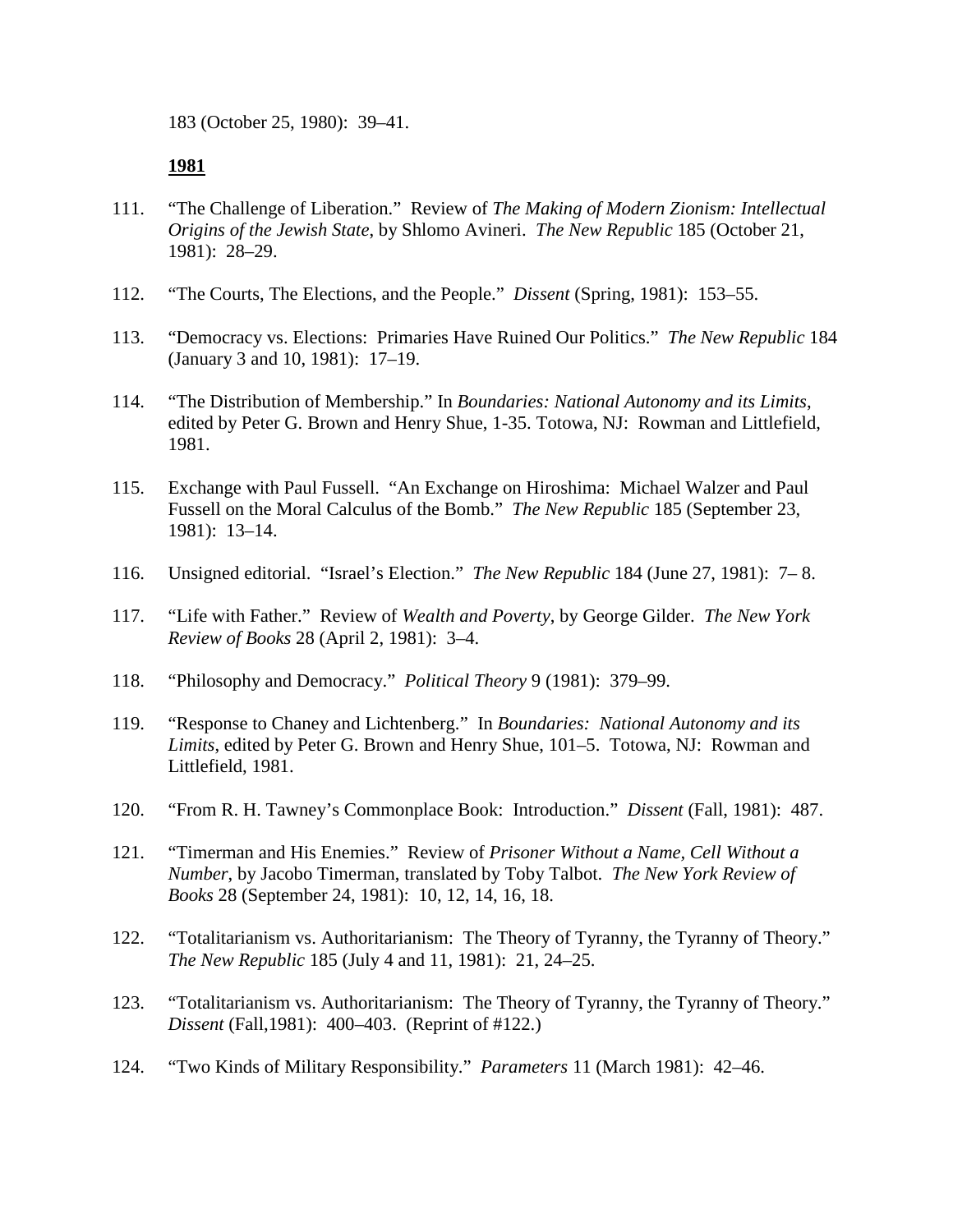183 (October 25, 1980): 39–41.

**1981**

111. "The Challenge of Liberation." Review of *The Making of Modern Zionism: Intellectual Origins of the Jewish State*, by Shlomo Avineri. *The New Republic* 185 (October 21, 1981): 28–29.

112. "The Courts, The Elections, and the People." *Dissent* (Spring, 1981): 153–55.

113. "Democracy vs. Elections: Primaries Have Ruined Our Politics." *The New Republic* 184 (January 3 and 10, 1981): 17–19.

114. "The Distribution of Membership." In *Boundaries: National Autonomy and its Limits*, edited by Peter G. Brown and Henry Shue, 1-35. Totowa, NJ: Rowman and Littlefield, 1981.

115. Exchange with Paul Fussell. "An Exchange on Hiroshima: Michael Walzer and Paul Fussell on the Moral Calculus of the Bomb." *The New Republic* 185 (September 23, 1981): 13–14.

116. Unsigned editorial. "Israel's Election." *The New Republic* 184 (June 27, 1981): 7– 8.

117. "Life with Father." Review of *Wealth and Poverty*, by George Gilder. *The New York Review of Books* 28 (April 2, 1981): 3–4.

118. "Philosophy and Democracy." *Political Theory* 9 (1981): 379–99.

119. "Response to Chaney and Lichtenberg." In *Boundaries: National Autonomy and its Limits*, edited by Peter G. Brown and Henry Shue, 101–5. Totowa, NJ: Rowman and Littlefield, 1981.

120. "From R. H. Tawney's Commonplace Book: Introduction." *Dissent* (Fall, 1981): 487.

121. "Timerman and His Enemies." Review of *Prisoner Without a Name, Cell Without a Number*, by Jacobo Timerman, translated by Toby Talbot. *The New York Review of Books* 28 (September 24, 1981): 10, 12, 14, 16, 18.

122. "Totalitarianism vs. Authoritarianism: The Theory of Tyranny, the Tyranny of Theory." *The New Republic* 185 (July 4 and 11, 1981): 21, 24–25.

123. "Totalitarianism vs. Authoritarianism: The Theory of Tyranny, the Tyranny of Theory." *Dissent* (Fall,1981): 400–403. (Reprint of #122.)

124. "Two Kinds of Military Responsibility." *Parameters* 11 (March 1981): 42–46.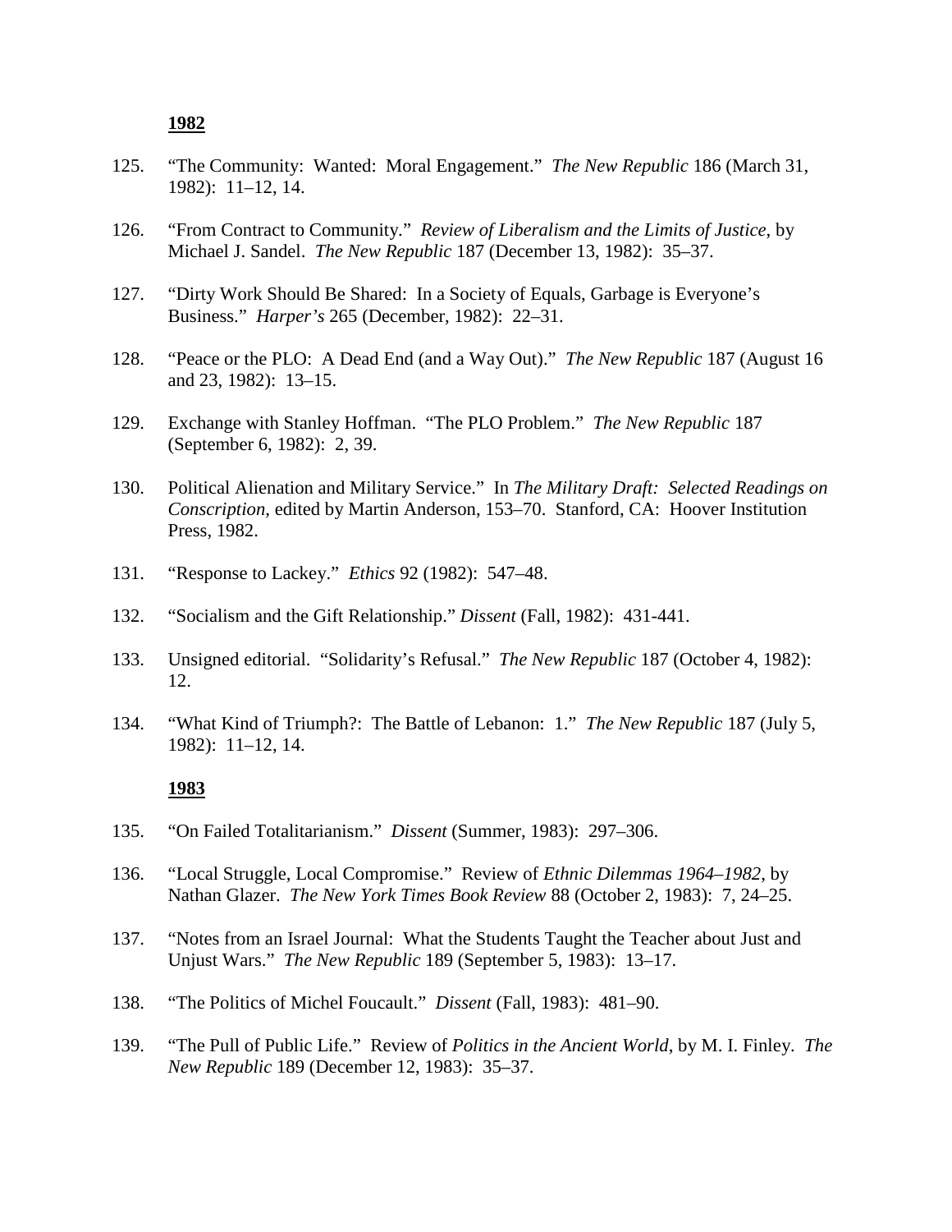**1982**

125. "The Community: Wanted: Moral Engagement." *The New Republic* 186 (March 31, 1982): 11–12, 14.

126. "From Contract to Community." *Review of Liberalism and the Limits of Justice*, by Michael J. Sandel. *The New Republic* 187 (December 13, 1982): 35–37.

127. "Dirty Work Should Be Shared: In a Society of Equals, Garbage is Everyone's Business." *Harper's* 265 (December, 1982): 22–31.

128. "Peace or the PLO: A Dead End (and a Way Out)." *The New Republic* 187 (August 16 and 23, 1982): 13–15.

129. Exchange with Stanley Hoffman. "The PLO Problem." *The New Republic* 187 (September 6, 1982): 2, 39.

130. Political Alienation and Military Service." In *The Military Draft: Selected Readings on Conscription*, edited by Martin Anderson, 153–70. Stanford, CA: Hoover Institution Press, 1982.

131. "Response to Lackey." *Ethics* 92 (1982): 547–48.

132. "Socialism and the Gift Relationship." *Dissent* (Fall, 1982): 431-441.

133. Unsigned editorial. "Solidarity's Refusal." *The New Republic* 187 (October 4, 1982): 12.

134. "What Kind of Triumph?: The Battle of Lebanon: 1." *The New Republic* 187 (July 5, 1982): 11–12, 14.

**1983**

135. "On Failed Totalitarianism." *Dissent* (Summer, 1983): 297–306.

136. "Local Struggle, Local Compromise." Review of *Ethnic Dilemmas 1964–1982*, by Nathan Glazer. *The New York Times Book Review* 88 (October 2, 1983): 7, 24–25.

137. "Notes from an Israel Journal: What the Students Taught the Teacher about Just and Unjust Wars." *The New Republic* 189 (September 5, 1983): 13–17.

138. "The Politics of Michel Foucault." *Dissent* (Fall, 1983): 481–90.

139. "The Pull of Public Life." Review of *Politics in the Ancient World*, by M. I. Finley. *The New Republic* 189 (December 12, 1983): 35–37.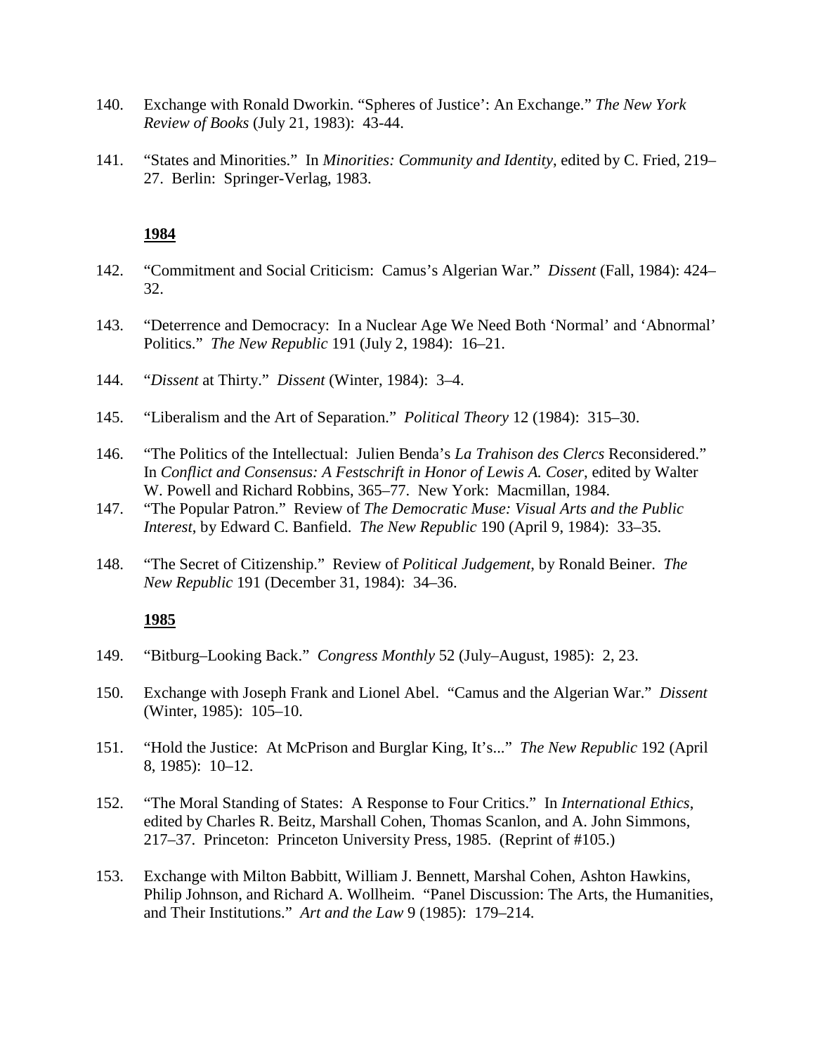140. Exchange with Ronald Dworkin. "Spheres of Justice': An Exchange." *The New York Review of Books* (July 21, 1983): 43-44.

141. "States and Minorities." In *Minorities: Community and Identity*, edited by C. Fried, 219–27. Berlin: Springer-Verlag, 1983.

**1984**

142. "Commitment and Social Criticism: Camus's Algerian War." *Dissent* (Fall, 1984): 424–32.

143. "Deterrence and Democracy: In a Nuclear Age We Need Both 'Normal' and 'Abnormal' Politics." *The New Republic* 191 (July 2, 1984): 16–21.

144. "*Dissent* at Thirty." *Dissent* (Winter, 1984): 3–4.

145. "Liberalism and the Art of Separation." *Political Theory* 12 (1984): 315–30.

146. "The Politics of the Intellectual: Julien Benda's *La Trahison des Clercs* Reconsidered." In *Conflict and Consensus: A Festschrift in Honor of Lewis A. Coser*, edited by Walter W. Powell and Richard Robbins, 365–77. New York: Macmillan, 1984.

147. "The Popular Patron." Review of *The Democratic Muse: Visual Arts and the Public Interest*, by Edward C. Banfield. *The New Republic* 190 (April 9, 1984): 33–35.

148. "The Secret of Citizenship." Review of *Political Judgement*, by Ronald Beiner. *The New Republic* 191 (December 31, 1984): 34–36.

**1985**

149. "Bitburg–Looking Back." *Congress Monthly* 52 (July–August, 1985): 2, 23.

150. Exchange with Joseph Frank and Lionel Abel. "Camus and the Algerian War." *Dissent* (Winter, 1985): 105–10.

151. "Hold the Justice: At McPrison and Burglar King, It's..." *The New Republic* 192 (April 8, 1985): 10–12.

152. "The Moral Standing of States: A Response to Four Critics." In *International Ethics*, edited by Charles R. Beitz, Marshall Cohen, Thomas Scanlon, and A. John Simmons, 217–37. Princeton: Princeton University Press, 1985. (Reprint of #105.)

153. Exchange with Milton Babbitt, William J. Bennett, Marshal Cohen, Ashton Hawkins, Philip Johnson, and Richard A. Wollheim. "Panel Discussion: The Arts, the Humanities, and Their Institutions." *Art and the Law* 9 (1985): 179–214.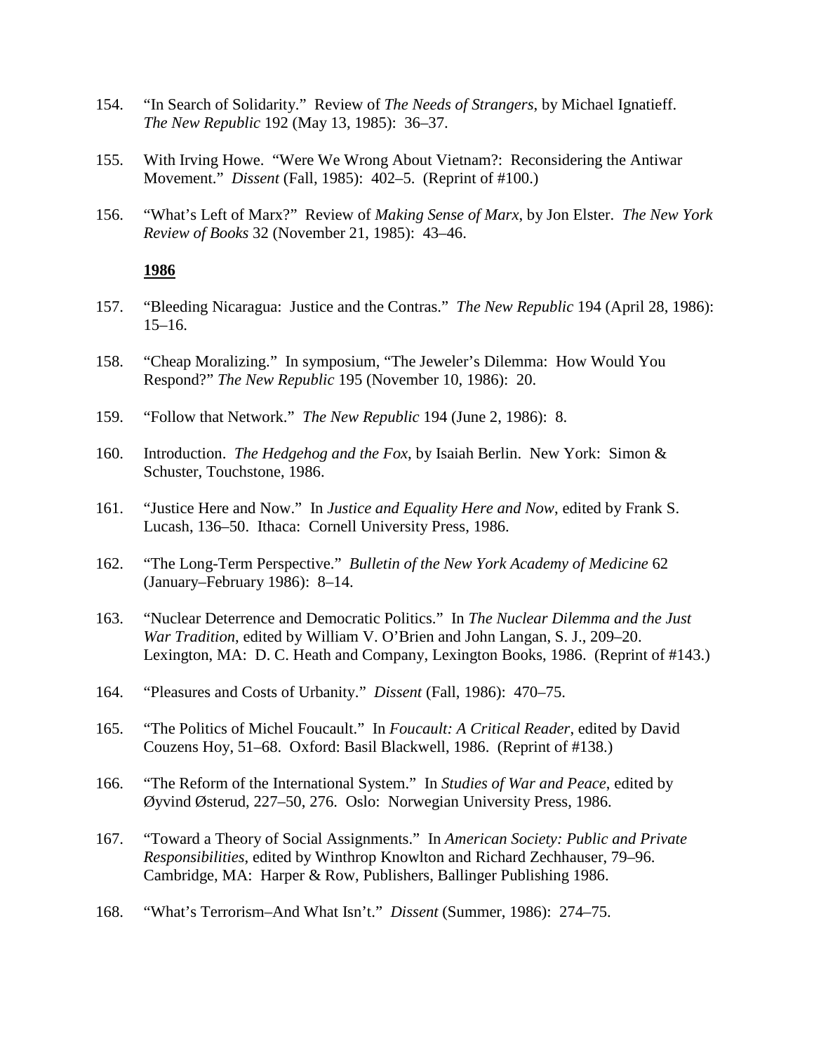154. “In Search of Solidarity.” Review of *The Needs of Strangers*, by Michael Ignatieff. *The New Republic* 192 (May 13, 1985): 36–37.

155. With Irving Howe. “Were We Wrong About Vietnam?: Reconsidering the Antiwar Movement.” *Dissent* (Fall, 1985): 402–5. (Reprint of #100.)

156. “What’s Left of Marx?” Review of *Making Sense of Marx,* by Jon Elster. *The New York Review of Books* 32 (November 21, 1985): 43–46.

**1986**

157. “Bleeding Nicaragua: Justice and the Contras.” *The New Republic* 194 (April 28, 1986): 15–16.

158. “Cheap Moralizing.” In symposium, “The Jeweler’s Dilemma: How Would You Respond?” *The New Republic* 195 (November 10, 1986): 20.

159. “Follow that Network.” *The New Republic* 194 (June 2, 1986): 8.

160. Introduction. *The Hedgehog and the Fox*, by Isaiah Berlin. New York: Simon & Schuster, Touchstone, 1986.

161. “Justice Here and Now.” In *Justice and Equality Here and Now*, edited by Frank S. Lucash, 136–50. Ithaca: Cornell University Press, 1986.

162. “The Long-Term Perspective.” *Bulletin of the New York Academy of Medicine* 62 (January–February 1986): 8–14.

163. “Nuclear Deterrence and Democratic Politics.” In *The Nuclear Dilemma and the Just War Tradition*, edited by William V. O’Brien and John Langan, S. J., 209–20. Lexington, MA: D. C. Heath and Company, Lexington Books, 1986. (Reprint of #143.)

164. “Pleasures and Costs of Urbanity.” *Dissent* (Fall, 1986): 470–75.

165. “The Politics of Michel Foucault.” In *Foucault: A Critical Reader*, edited by David Couzens Hoy, 51–68. Oxford: Basil Blackwell, 1986. (Reprint of #138.)

166. “The Reform of the International System.” In *Studies of War and Peace*, edited by Øyvind Østerud, 227–50, 276. Oslo: Norwegian University Press, 1986.

167. “Toward a Theory of Social Assignments.” In *American Society: Public and Private Responsibilities*, edited by Winthrop Knowlton and Richard Zechhauser, 79–96. Cambridge, MA: Harper & Row, Publishers, Ballinger Publishing 1986.

168. “What’s Terrorism–And What Isn’t.” *Dissent* (Summer, 1986): 274–75.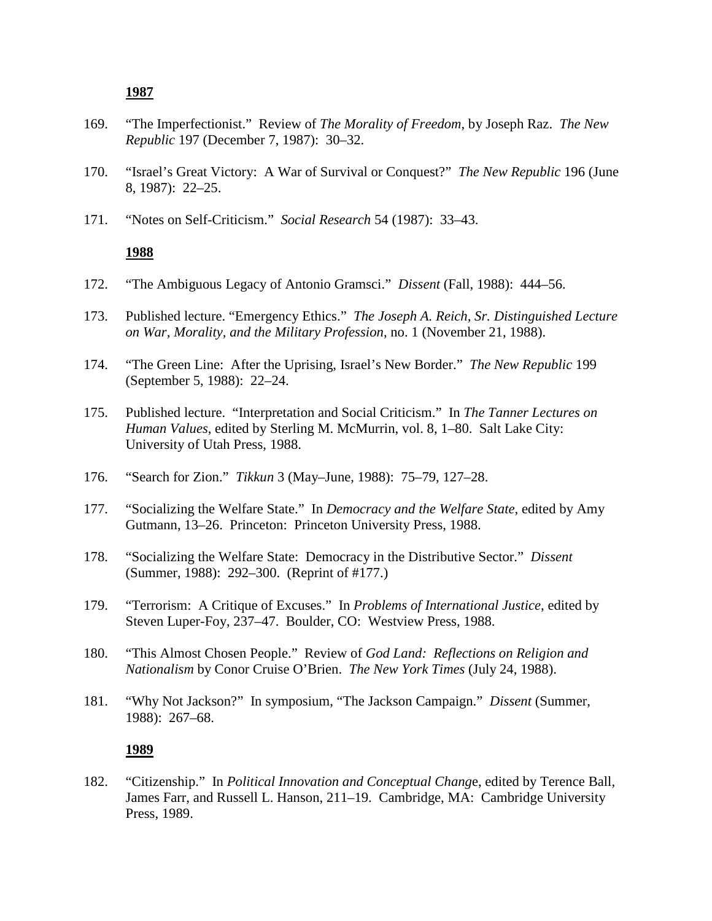**1987**

169. "The Imperfectionist." Review of *The Morality of Freedom*, by Joseph Raz. *The New Republic* 197 (December 7, 1987): 30–32.

170. "Israel's Great Victory: A War of Survival or Conquest?" *The New Republic* 196 (June 8, 1987): 22–25.

171. "Notes on Self-Criticism." *Social Research* 54 (1987): 33–43.

**1988**

172. "The Ambiguous Legacy of Antonio Gramsci." *Dissent* (Fall, 1988): 444–56.

173. Published lecture. "Emergency Ethics." *The Joseph A. Reich, Sr. Distinguished Lecture on War, Morality, and the Military Profession*, no. 1 (November 21, 1988).

174. "The Green Line: After the Uprising, Israel's New Border." *The New Republic* 199 (September 5, 1988): 22–24.

175. Published lecture. "Interpretation and Social Criticism." In *The Tanner Lectures on Human Values*, edited by Sterling M. McMurrin, vol. 8, 1–80. Salt Lake City: University of Utah Press, 1988.

176. "Search for Zion." *Tikkun* 3 (May–June, 1988): 75–79, 127–28.

177. "Socializing the Welfare State." In *Democracy and the Welfare State*, edited by Amy Gutmann, 13–26. Princeton: Princeton University Press, 1988.

178. "Socializing the Welfare State: Democracy in the Distributive Sector." *Dissent* (Summer, 1988): 292–300. (Reprint of #177.)

179. "Terrorism: A Critique of Excuses." In *Problems of International Justice*, edited by Steven Luper-Foy, 237–47. Boulder, CO: Westview Press, 1988.

180. "This Almost Chosen People." Review of *God Land: Reflections on Religion and Nationalism* by Conor Cruise O'Brien. *The New York Times* (July 24, 1988).

181. "Why Not Jackson?" In symposium, "The Jackson Campaign." *Dissent* (Summer, 1988): 267–68.

**1989**

182. "Citizenship." In *Political Innovation and Conceptual Change*, edited by Terence Ball, James Farr, and Russell L. Hanson, 211–19. Cambridge, MA: Cambridge University Press, 1989.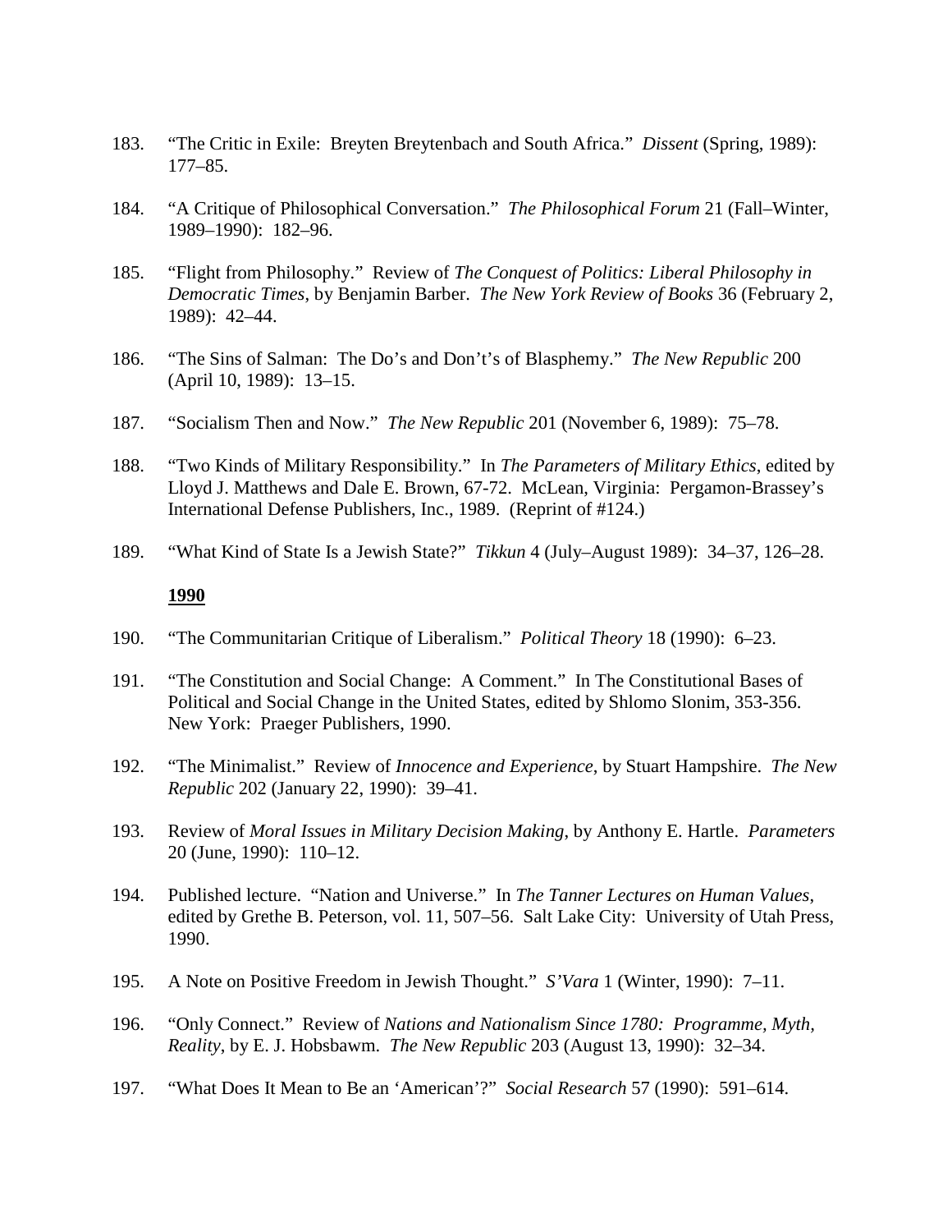183. “The Critic in Exile: Breyten Breytenbach and South Africa.” *Dissent* (Spring, 1989): 177–85.

184. “A Critique of Philosophical Conversation.” *The Philosophical Forum* 21 (Fall–Winter, 1989–1990): 182–96.

185. “Flight from Philosophy.” Review of *The Conquest of Politics: Liberal Philosophy in Democratic Times*, by Benjamin Barber. *The New York Review of Books* 36 (February 2, 1989): 42–44.

186. “The Sins of Salman: The Do’s and Don’t’s of Blasphemy.” *The New Republic* 200 (April 10, 1989): 13–15.

187. “Socialism Then and Now.” *The New Republic* 201 (November 6, 1989): 75–78.

188. “Two Kinds of Military Responsibility.” In *The Parameters of Military Ethics*, edited by Lloyd J. Matthews and Dale E. Brown, 67-72. McLean, Virginia: Pergamon-Brassey’s International Defense Publishers, Inc., 1989. (Reprint of #124.)

189. “What Kind of State Is a Jewish State?” *Tikkun* 4 (July–August 1989): 34–37, 126–28.

**<u>1990</u>**

190. “The Communitarian Critique of Liberalism.” *Political Theory* 18 (1990): 6–23.

191. “The Constitution and Social Change: A Comment.” In The Constitutional Bases of Political and Social Change in the United States, edited by Shlomo Slonim, 353-356. New York: Praeger Publishers, 1990.

192. “The Minimalist.” Review of *Innocence and Experience*, by Stuart Hampshire. *The New Republic* 202 (January 22, 1990): 39–41.

193. Review of *Moral Issues in Military Decision Making*, by Anthony E. Hartle. *Parameters* 20 (June, 1990): 110–12.

194. Published lecture. “Nation and Universe.” In *The Tanner Lectures on Human Values*, edited by Grethe B. Peterson, vol. 11, 507–56. Salt Lake City: University of Utah Press, 1990.

195. A Note on Positive Freedom in Jewish Thought.” *S’Vara* 1 (Winter, 1990): 7–11.

196. “Only Connect.” Review of *Nations and Nationalism Since 1780: Programme, Myth, Reality*, by E. J. Hobsbawm. *The New Republic* 203 (August 13, 1990): 32–34.

197. “What Does It Mean to Be an ‘American’?” *Social Research* 57 (1990): 591–614.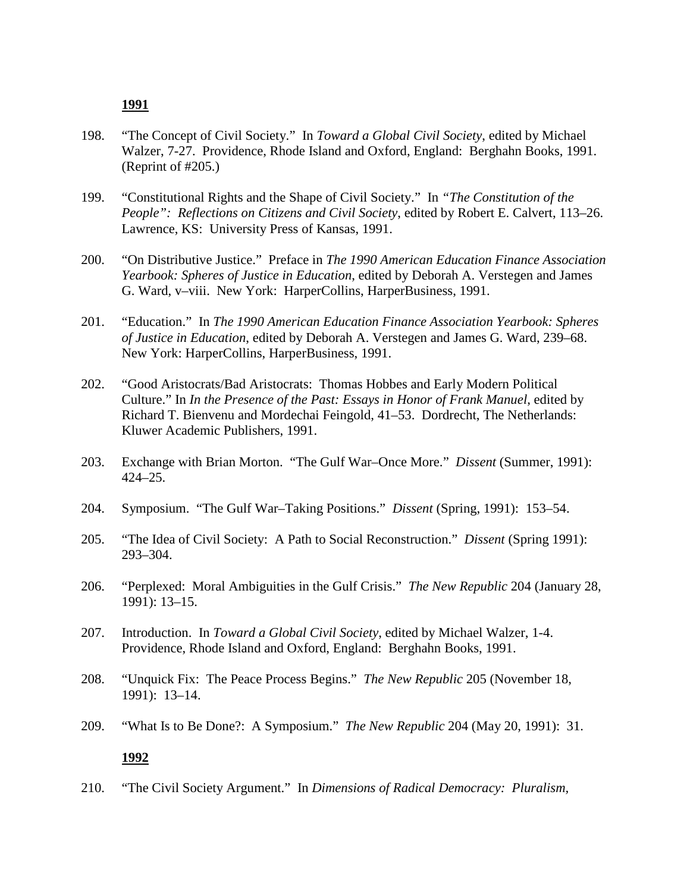**1991**

198. "The Concept of Civil Society." In *Toward a Global Civil Society*, edited by Michael Walzer, 7-27. Providence, Rhode Island and Oxford, England: Berghahn Books, 1991. (Reprint of #205.)

199. "Constitutional Rights and the Shape of Civil Society." In *"The Constitution of the People": Reflections on Citizens and Civil Society*, edited by Robert E. Calvert, 113–26. Lawrence, KS: University Press of Kansas, 1991.

200. "On Distributive Justice." Preface in *The 1990 American Education Finance Association Yearbook: Spheres of Justice in Education*, edited by Deborah A. Verstegen and James G. Ward, v–viii. New York: HarperCollins, HarperBusiness, 1991.

201. "Education." In *The 1990 American Education Finance Association Yearbook: Spheres of Justice in Education*, edited by Deborah A. Verstegen and James G. Ward, 239–68. New York: HarperCollins, HarperBusiness, 1991.

202. "Good Aristocrats/Bad Aristocrats: Thomas Hobbes and Early Modern Political Culture." In *In the Presence of the Past: Essays in Honor of Frank Manuel*, edited by Richard T. Bienvenu and Mordechai Feingold, 41–53. Dordrecht, The Netherlands: Kluwer Academic Publishers, 1991.

203. Exchange with Brian Morton. "The Gulf War–Once More." *Dissent* (Summer, 1991): 424–25.

204. Symposium. "The Gulf War–Taking Positions." *Dissent* (Spring, 1991): 153–54.

205. "The Idea of Civil Society: A Path to Social Reconstruction." *Dissent* (Spring 1991): 293–304.

206. "Perplexed: Moral Ambiguities in the Gulf Crisis." *The New Republic* 204 (January 28, 1991): 13–15.

207. Introduction. In *Toward a Global Civil Society*, edited by Michael Walzer, 1-4. Providence, Rhode Island and Oxford, England: Berghahn Books, 1991.

208. "Unquick Fix: The Peace Process Begins." *The New Republic* 205 (November 18, 1991): 13–14.

209. "What Is to Be Done?: A Symposium." *The New Republic* 204 (May 20, 1991): 31.

**1992**

210. "The Civil Society Argument." In *Dimensions of Radical Democracy: Pluralism,*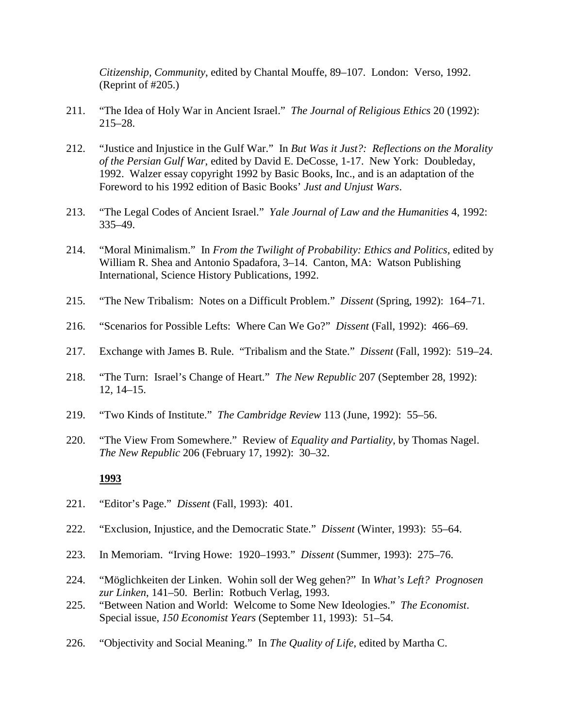*Citizenship, Community*, edited by Chantal Mouffe, 89–107. London: Verso, 1992. (Reprint of #205.)

211. "The Idea of Holy War in Ancient Israel." *The Journal of Religious Ethics* 20 (1992): 215–28.

212. "Justice and Injustice in the Gulf War." In *But Was it Just?: Reflections on the Morality of the Persian Gulf War*, edited by David E. DeCosse, 1-17. New York: Doubleday, 1992. Walzer essay copyright 1992 by Basic Books, Inc., and is an adaptation of the Foreword to his 1992 edition of Basic Books' *Just and Unjust Wars*.

213. "The Legal Codes of Ancient Israel." *Yale Journal of Law and the Humanities* 4, 1992: 335–49.

214. "Moral Minimalism." In *From the Twilight of Probability: Ethics and Politics*, edited by William R. Shea and Antonio Spadafora, 3–14. Canton, MA: Watson Publishing International, Science History Publications, 1992.

215. "The New Tribalism: Notes on a Difficult Problem." *Dissent* (Spring, 1992): 164–71.

216. "Scenarios for Possible Lefts: Where Can We Go?" *Dissent* (Fall, 1992): 466–69.

217. Exchange with James B. Rule. "Tribalism and the State." *Dissent* (Fall, 1992): 519–24.

218. "The Turn: Israel's Change of Heart." *The New Republic* 207 (September 28, 1992): 12, 14–15.

219. "Two Kinds of Institute." *The Cambridge Review* 113 (June, 1992): 55–56.

220. "The View From Somewhere." Review of *Equality and Partiality*, by Thomas Nagel. *The New Republic* 206 (February 17, 1992): 30–32.

**1993**

221. "Editor's Page." *Dissent* (Fall, 1993): 401.

222. "Exclusion, Injustice, and the Democratic State." *Dissent* (Winter, 1993): 55–64.

223. In Memoriam. "Irving Howe: 1920–1993." *Dissent* (Summer, 1993): 275–76.

224. "Möglichkeiten der Linken. Wohin soll der Weg gehen?" In *What's Left? Prognosen zur Linken*, 141–50. Berlin: Rotbuch Verlag, 1993.

225. "Between Nation and World: Welcome to Some New Ideologies." *The Economist*. Special issue, *150 Economist Years* (September 11, 1993): 51–54.

226. "Objectivity and Social Meaning." In *The Quality of Life*, edited by Martha C.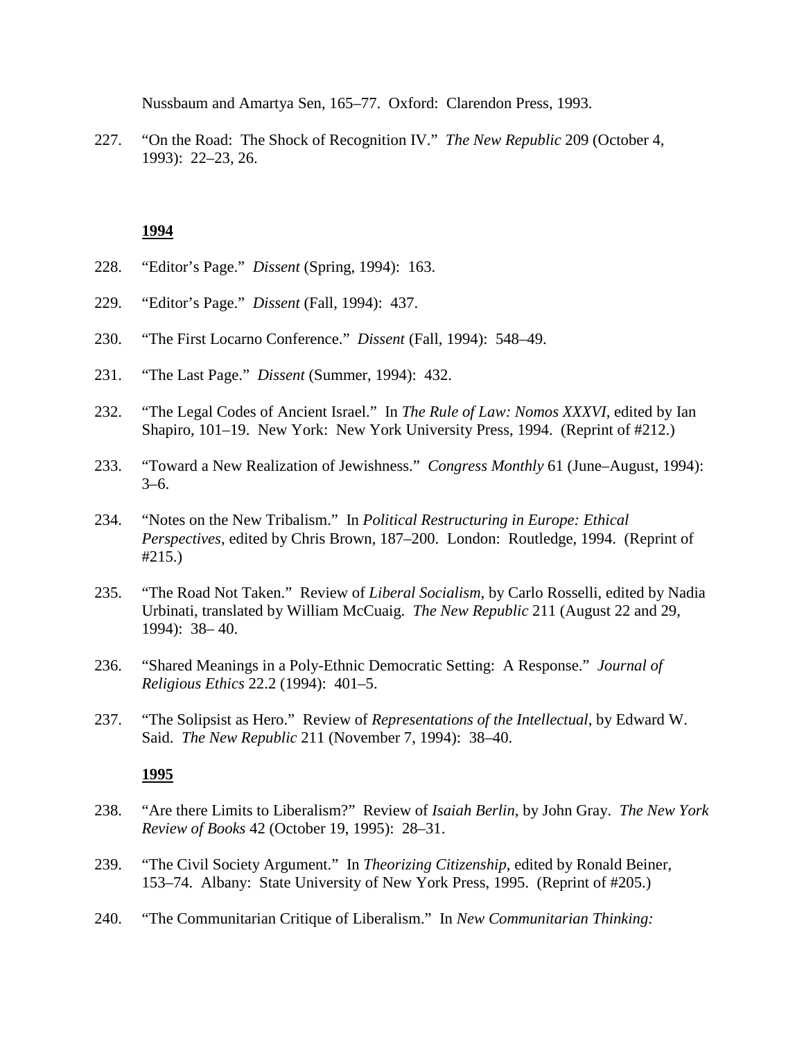Nussbaum and Amartya Sen, 165–77. Oxford: Clarendon Press, 1993.

227. "On the Road: The Shock of Recognition IV." *The New Republic* 209 (October 4, 1993): 22–23, 26.

**1994**

228. "Editor's Page." *Dissent* (Spring, 1994): 163.

229. "Editor's Page." *Dissent* (Fall, 1994): 437.

230. "The First Locarno Conference." *Dissent* (Fall, 1994): 548–49.

231. "The Last Page." *Dissent* (Summer, 1994): 432.

232. "The Legal Codes of Ancient Israel." In *The Rule of Law: Nomos XXXVI*, edited by Ian Shapiro, 101–19. New York: New York University Press, 1994. (Reprint of #212.)

233. "Toward a New Realization of Jewishness." *Congress Monthly* 61 (June–August, 1994): 3–6.

234. "Notes on the New Tribalism." In *Political Restructuring in Europe: Ethical Perspectives*, edited by Chris Brown, 187–200. London: Routledge, 1994. (Reprint of #215.)

235. "The Road Not Taken." Review of *Liberal Socialism*, by Carlo Rosselli, edited by Nadia Urbinati, translated by William McCuaig. *The New Republic* 211 (August 22 and 29, 1994): 38– 40.

236. "Shared Meanings in a Poly-Ethnic Democratic Setting: A Response." *Journal of Religious Ethics* 22.2 (1994): 401–5.

237. "The Solipsist as Hero." Review of *Representations of the Intellectual*, by Edward W. Said. *The New Republic* 211 (November 7, 1994): 38–40.

**1995**

238. "Are there Limits to Liberalism?" Review of *Isaiah Berlin*, by John Gray. *The New York Review of Books* 42 (October 19, 1995): 28–31.

239. "The Civil Society Argument." In *Theorizing Citizenship*, edited by Ronald Beiner, 153–74. Albany: State University of New York Press, 1995. (Reprint of #205.)

240. "The Communitarian Critique of Liberalism." In *New Communitarian Thinking:*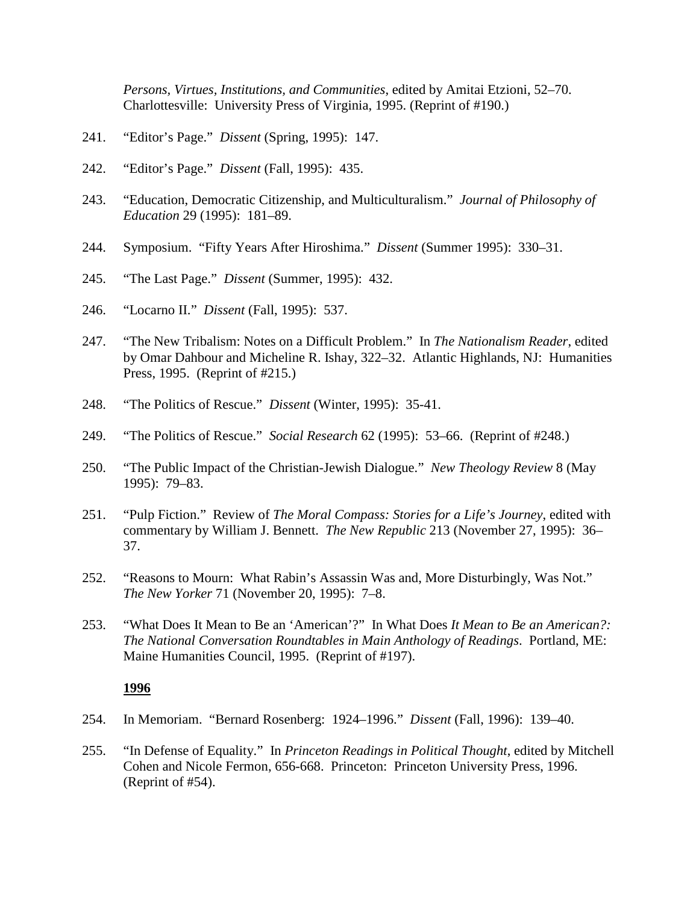*Persons, Virtues, Institutions, and Communities*, edited by Amitai Etzioni, 52–70. Charlottesville: University Press of Virginia, 1995. (Reprint of #190.)

241. "Editor's Page." *Dissent* (Spring, 1995): 147.

242. "Editor's Page." *Dissent* (Fall, 1995): 435.

243. "Education, Democratic Citizenship, and Multiculturalism." *Journal of Philosophy of Education* 29 (1995): 181–89.

244. Symposium. "Fifty Years After Hiroshima." *Dissent* (Summer 1995): 330–31.

245. "The Last Page." *Dissent* (Summer, 1995): 432.

246. "Locarno II." *Dissent* (Fall, 1995): 537.

247. "The New Tribalism: Notes on a Difficult Problem." In *The Nationalism Reader*, edited by Omar Dahbour and Micheline R. Ishay, 322–32. Atlantic Highlands, NJ: Humanities Press, 1995. (Reprint of #215.)

248. "The Politics of Rescue." *Dissent* (Winter, 1995): 35-41.

249. "The Politics of Rescue." *Social Research* 62 (1995): 53–66. (Reprint of #248.)

250. "The Public Impact of the Christian-Jewish Dialogue." *New Theology Review* 8 (May 1995): 79–83.

251. "Pulp Fiction." Review of *The Moral Compass: Stories for a Life's Journey*, edited with commentary by William J. Bennett. *The New Republic* 213 (November 27, 1995): 36–37.

252. "Reasons to Mourn: What Rabin's Assassin Was and, More Disturbingly, Was Not." *The New Yorker* 71 (November 20, 1995): 7–8.

253. "What Does It Mean to Be an 'American'?" In What Does *It Mean to Be an American?: The National Conversation Roundtables in Main Anthology of Readings*. Portland, ME: Maine Humanities Council, 1995. (Reprint of #197).

**1996**

254. In Memoriam. "Bernard Rosenberg: 1924–1996." *Dissent* (Fall, 1996): 139–40.

255. "In Defense of Equality." In *Princeton Readings in Political Thought*, edited by Mitchell Cohen and Nicole Fermon, 656-668. Princeton: Princeton University Press, 1996. (Reprint of #54).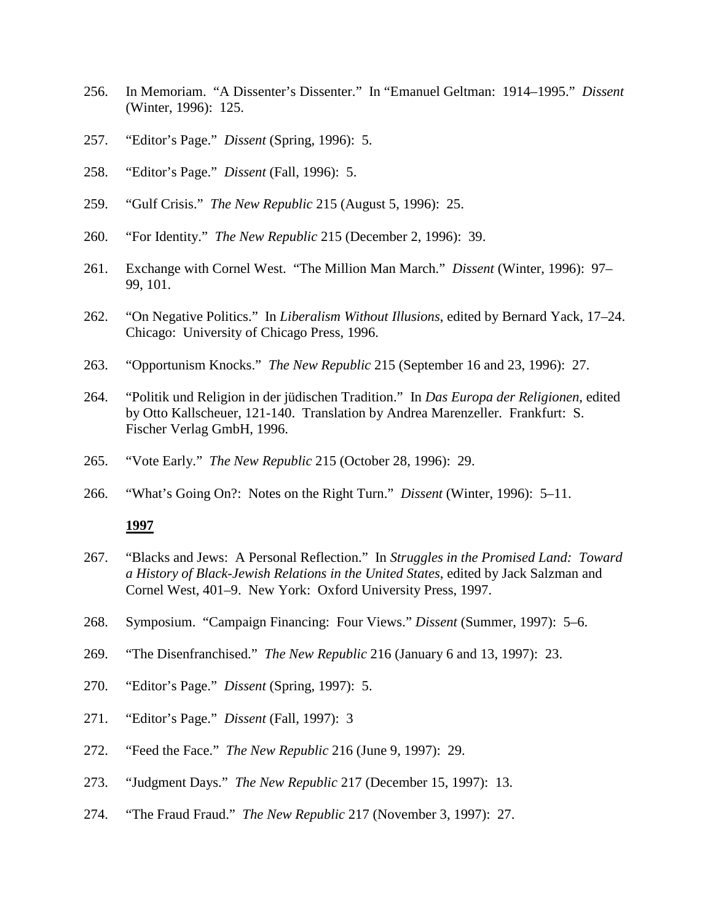256. In Memoriam. “A Dissenter’s Dissenter.” In “Emanuel Geltman: 1914–1995.” *Dissent* (Winter, 1996): 125.

257. “Editor’s Page.” *Dissent* (Spring, 1996): 5.

258. “Editor’s Page.” *Dissent* (Fall, 1996): 5.

259. “Gulf Crisis.” *The New Republic* 215 (August 5, 1996): 25.

260. “For Identity.” *The New Republic* 215 (December 2, 1996): 39.

261. Exchange with Cornel West. “The Million Man March.” *Dissent* (Winter, 1996): 97–99, 101.

262. “On Negative Politics.” In *Liberalism Without Illusions*, edited by Bernard Yack, 17–24. Chicago: University of Chicago Press, 1996.

263. “Opportunism Knocks.” *The New Republic* 215 (September 16 and 23, 1996): 27.

264. “Politik und Religion in der jüdischen Tradition.” In *Das Europa der Religionen*, edited by Otto Kallscheuer, 121-140. Translation by Andrea Marenzeller. Frankfurt: S. Fischer Verlag GmbH, 1996.

265. “Vote Early.” *The New Republic* 215 (October 28, 1996): 29.

266. “What’s Going On?: Notes on the Right Turn.” *Dissent* (Winter, 1996): 5–11.

**1997**

267. “Blacks and Jews: A Personal Reflection.” In *Struggles in the Promised Land: Toward a History of Black-Jewish Relations in the United States*, edited by Jack Salzman and Cornel West, 401–9. New York: Oxford University Press, 1997.

268. Symposium. “Campaign Financing: Four Views.” *Dissent* (Summer, 1997): 5–6.

269. “The Disenfranchised.” *The New Republic* 216 (January 6 and 13, 1997): 23.

270. “Editor’s Page.” *Dissent* (Spring, 1997): 5.

271. “Editor’s Page.” *Dissent* (Fall, 1997): 3

272. “Feed the Face.” *The New Republic* 216 (June 9, 1997): 29.

273. “Judgment Days.” *The New Republic* 217 (December 15, 1997): 13.

274. “The Fraud Fraud.” *The New Republic* 217 (November 3, 1997): 27.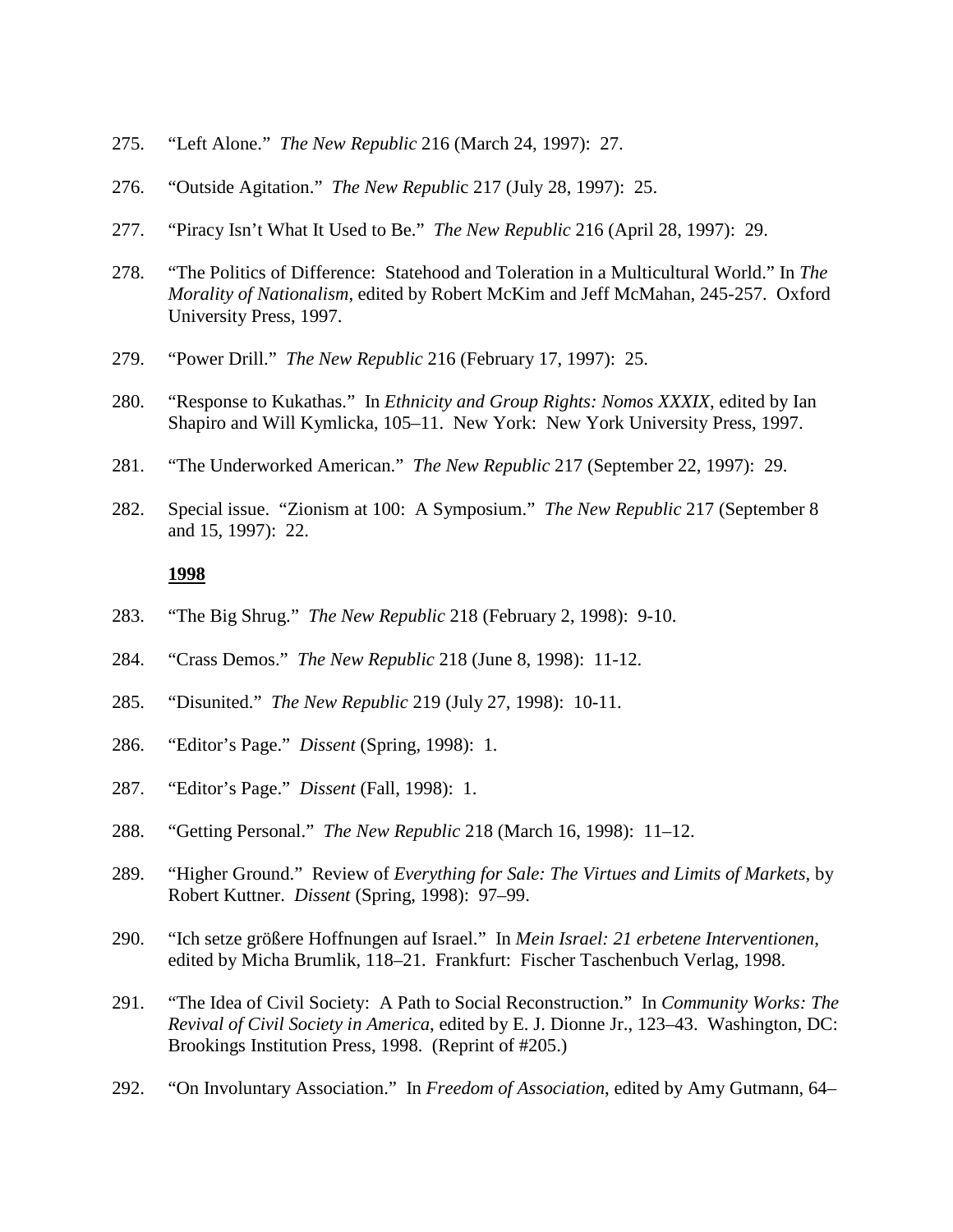275. "Left Alone." *The New Republic* 216 (March 24, 1997): 27.

276. "Outside Agitation." *The New Republic* 217 (July 28, 1997): 25.

277. "Piracy Isn't What It Used to Be." *The New Republic* 216 (April 28, 1997): 29.

278. "The Politics of Difference: Statehood and Toleration in a Multicultural World." In *The Morality of Nationalism*, edited by Robert McKim and Jeff McMahan, 245-257. Oxford University Press, 1997.

279. "Power Drill." *The New Republic* 216 (February 17, 1997): 25.

280. "Response to Kukathas." In *Ethnicity and Group Rights: Nomos XXXIX*, edited by Ian Shapiro and Will Kymlicka, 105–11. New York: New York University Press, 1997.

281. "The Underworked American." *The New Republic* 217 (September 22, 1997): 29.

282. Special issue. "Zionism at 100: A Symposium." *The New Republic* 217 (September 8 and 15, 1997): 22.

**1998**

283. "The Big Shrug." *The New Republic* 218 (February 2, 1998): 9-10.

284. "Crass Demos." *The New Republic* 218 (June 8, 1998): 11-12.

285. "Disunited." *The New Republic* 219 (July 27, 1998): 10-11.

286. "Editor's Page." *Dissent* (Spring, 1998): 1.

287. "Editor's Page." *Dissent* (Fall, 1998): 1.

288. "Getting Personal." *The New Republic* 218 (March 16, 1998): 11–12.

289. "Higher Ground." Review of *Everything for Sale: The Virtues and Limits of Markets*, by Robert Kuttner. *Dissent* (Spring, 1998): 97–99.

290. "Ich setze größere Hoffnungen auf Israel." In *Mein Israel: 21 erbetene Interventionen*, edited by Micha Brumlik, 118–21. Frankfurt: Fischer Taschenbuch Verlag, 1998.

291. "The Idea of Civil Society: A Path to Social Reconstruction." In *Community Works: The Revival of Civil Society in America*, edited by E. J. Dionne Jr., 123–43. Washington, DC: Brookings Institution Press, 1998. (Reprint of #205.)

292. "On Involuntary Association." In *Freedom of Association*, edited by Amy Gutmann, 64–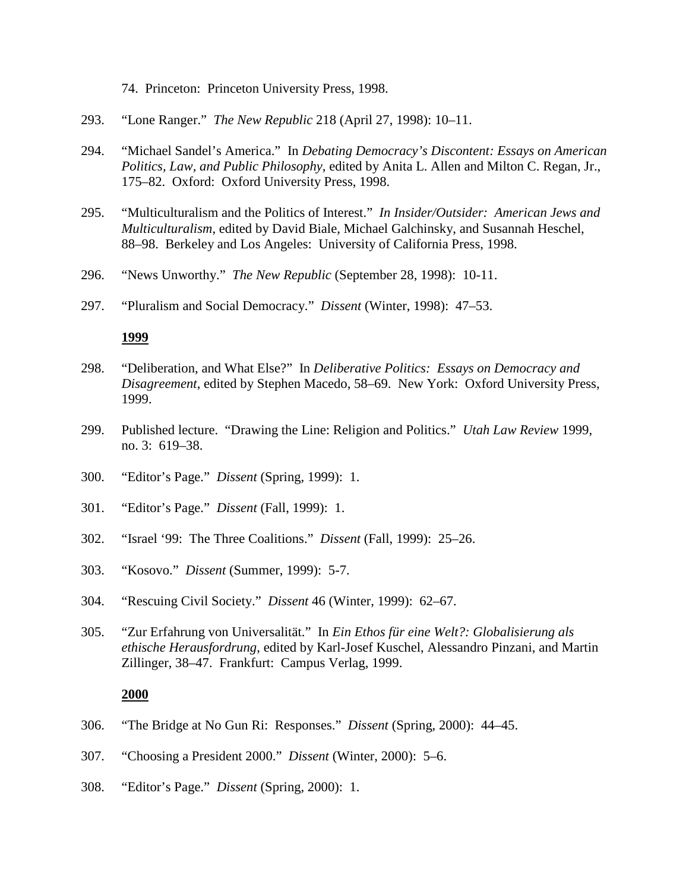74. Princeton: Princeton University Press, 1998.

293. "Lone Ranger." *The New Republic* 218 (April 27, 1998): 10–11.

294. "Michael Sandel's America." In *Debating Democracy's Discontent: Essays on American Politics, Law, and Public Philosophy*, edited by Anita L. Allen and Milton C. Regan, Jr., 175–82. Oxford: Oxford University Press, 1998.

295. "Multiculturalism and the Politics of Interest." *In Insider/Outsider: American Jews and Multiculturalism*, edited by David Biale, Michael Galchinsky, and Susannah Heschel, 88–98. Berkeley and Los Angeles: University of California Press, 1998.

296. "News Unworthy." *The New Republic* (September 28, 1998): 10-11.

297. "Pluralism and Social Democracy." *Dissent* (Winter, 1998): 47–53.

**1999**

298. "Deliberation, and What Else?" In *Deliberative Politics: Essays on Democracy and Disagreement*, edited by Stephen Macedo, 58–69. New York: Oxford University Press, 1999.

299. Published lecture. "Drawing the Line: Religion and Politics." *Utah Law Review* 1999, no. 3: 619–38.

300. "Editor's Page." *Dissent* (Spring, 1999): 1.

301. "Editor's Page." *Dissent* (Fall, 1999): 1.

302. "Israel '99: The Three Coalitions." *Dissent* (Fall, 1999): 25–26.

303. "Kosovo." *Dissent* (Summer, 1999): 5-7.

304. "Rescuing Civil Society." *Dissent* 46 (Winter, 1999): 62–67.

305. "Zur Erfahrung von Universalität." In *Ein Ethos für eine Welt?: Globalisierung als ethische Herausfordrung*, edited by Karl-Josef Kuschel, Alessandro Pinzani, and Martin Zillinger, 38–47. Frankfurt: Campus Verlag, 1999.

**2000**

306. "The Bridge at No Gun Ri: Responses." *Dissent* (Spring, 2000): 44–45.

307. "Choosing a President 2000." *Dissent* (Winter, 2000): 5–6.

308. "Editor's Page." *Dissent* (Spring, 2000): 1.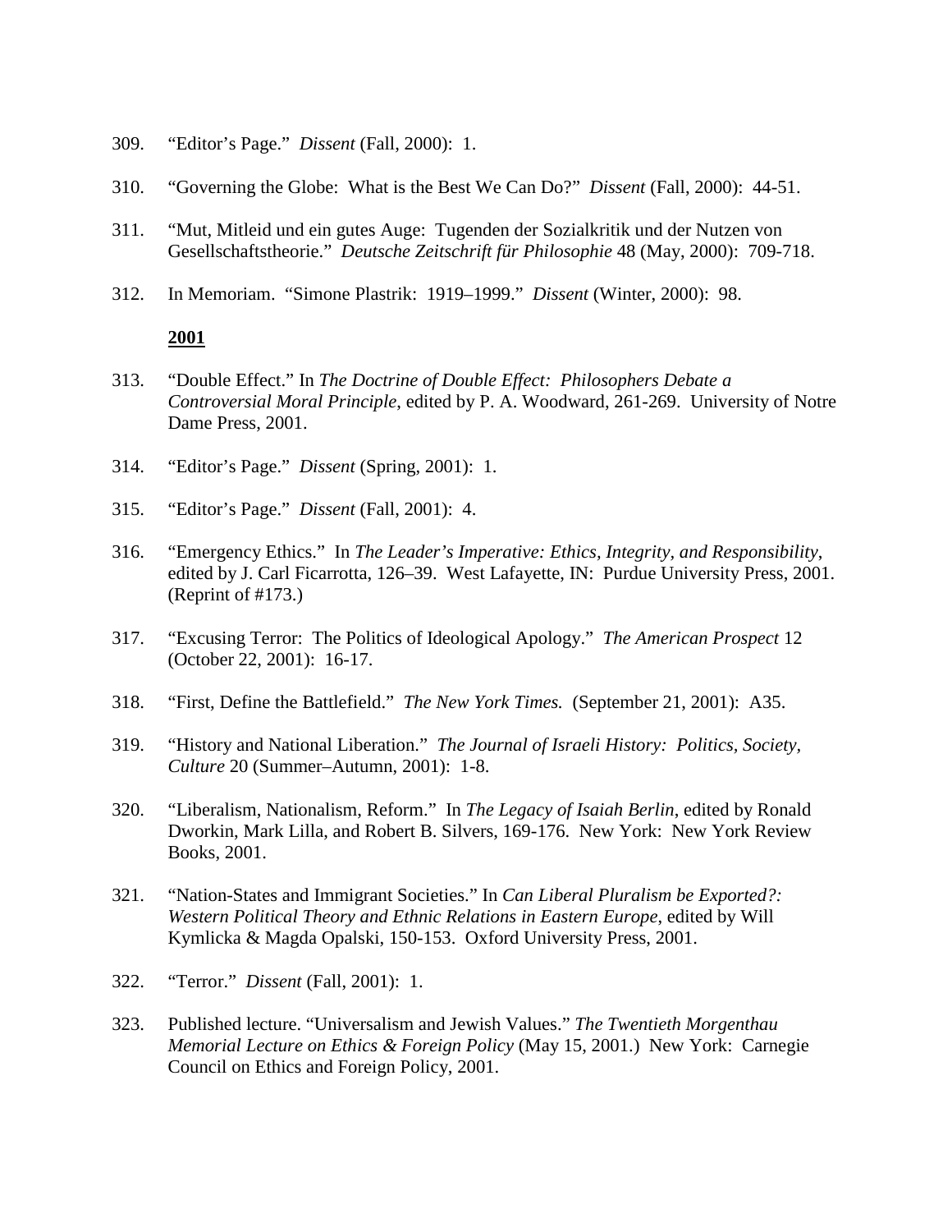309. "Editor's Page." *Dissent* (Fall, 2000): 1.

310. "Governing the Globe: What is the Best We Can Do?" *Dissent* (Fall, 2000): 44-51.

311. "Mut, Mitleid und ein gutes Auge: Tugenden der Sozialkritik und der Nutzen von Gesellschaftstheorie." *Deutsche Zeitschrift für Philosophie* 48 (May, 2000): 709-718.

312. In Memoriam. "Simone Plastrik: 1919–1999." *Dissent* (Winter, 2000): 98.

**2001**

313. "Double Effect." In *The Doctrine of Double Effect: Philosophers Debate a Controversial Moral Principle*, edited by P. A. Woodward, 261-269. University of Notre Dame Press, 2001.

314. "Editor's Page." *Dissent* (Spring, 2001): 1.

315. "Editor's Page." *Dissent* (Fall, 2001): 4.

316. "Emergency Ethics." In *The Leader's Imperative: Ethics, Integrity, and Responsibility*, edited by J. Carl Ficarrotta, 126–39. West Lafayette, IN: Purdue University Press, 2001. (Reprint of #173.)

317. "Excusing Terror: The Politics of Ideological Apology." *The American Prospect* 12 (October 22, 2001): 16-17.

318. "First, Define the Battlefield." *The New York Times.* (September 21, 2001): A35.

319. "History and National Liberation." *The Journal of Israeli History: Politics, Society, Culture* 20 (Summer–Autumn, 2001): 1-8.

320. "Liberalism, Nationalism, Reform." In *The Legacy of Isaiah Berlin*, edited by Ronald Dworkin, Mark Lilla, and Robert B. Silvers, 169-176. New York: New York Review Books, 2001.

321. "Nation-States and Immigrant Societies." In *Can Liberal Pluralism be Exported?: Western Political Theory and Ethnic Relations in Eastern Europe*, edited by Will Kymlicka & Magda Opalski, 150-153. Oxford University Press, 2001.

322. "Terror." *Dissent* (Fall, 2001): 1.

323. Published lecture. "Universalism and Jewish Values." *The Twentieth Morgenthau Memorial Lecture on Ethics & Foreign Policy* (May 15, 2001.) New York: Carnegie Council on Ethics and Foreign Policy, 2001.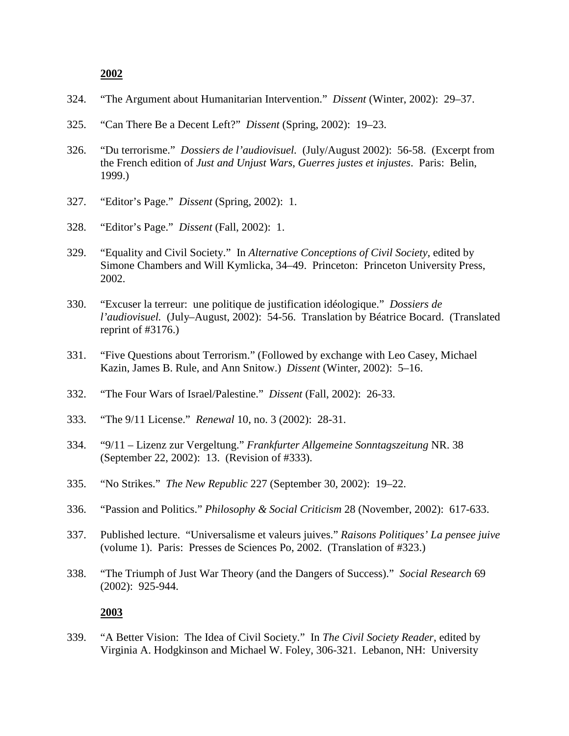**2002**

324. "The Argument about Humanitarian Intervention." *Dissent* (Winter, 2002): 29–37.

325. "Can There Be a Decent Left?" *Dissent* (Spring, 2002): 19–23.

326. "Du terrorisme." *Dossiers de l'audiovisuel.* (July/August 2002): 56-58. (Excerpt from the French edition of *Just and Unjust Wars*, *Guerres justes et injustes*. Paris: Belin, 1999.)

327. "Editor's Page." *Dissent* (Spring, 2002): 1.

328. "Editor's Page." *Dissent* (Fall, 2002): 1.

329. "Equality and Civil Society." In *Alternative Conceptions of Civil Society*, edited by Simone Chambers and Will Kymlicka, 34–49. Princeton: Princeton University Press, 2002.

330. "Excuser la terreur: une politique de justification idéologique." *Dossiers de l'audiovisuel.* (July–August, 2002): 54-56. Translation by Béatrice Bocard. (Translated reprint of #3176.)

331. "Five Questions about Terrorism." (Followed by exchange with Leo Casey, Michael Kazin, James B. Rule, and Ann Snitow.) *Dissent* (Winter, 2002): 5–16.

332. "The Four Wars of Israel/Palestine." *Dissent* (Fall, 2002): 26-33.

333. "The 9/11 License." *Renewal* 10, no. 3 (2002): 28-31.

334. "9/11 – Lizenz zur Vergeltung." *Frankfurter Allgemeine Sonntagszeitung* NR. 38 (September 22, 2002): 13. (Revision of #333).

335. "No Strikes." *The New Republic* 227 (September 30, 2002): 19–22.

336. "Passion and Politics." *Philosophy & Social Criticism* 28 (November, 2002): 617-633.

337. Published lecture. "Universalisme et valeurs juives." *Raisons Politiques' La pensee juive* (volume 1). Paris: Presses de Sciences Po, 2002. (Translation of #323.)

338. "The Triumph of Just War Theory (and the Dangers of Success)." *Social Research* 69 (2002): 925-944.

**2003**

339. "A Better Vision: The Idea of Civil Society." In *The Civil Society Reader*, edited by Virginia A. Hodgkinson and Michael W. Foley, 306-321. Lebanon, NH: University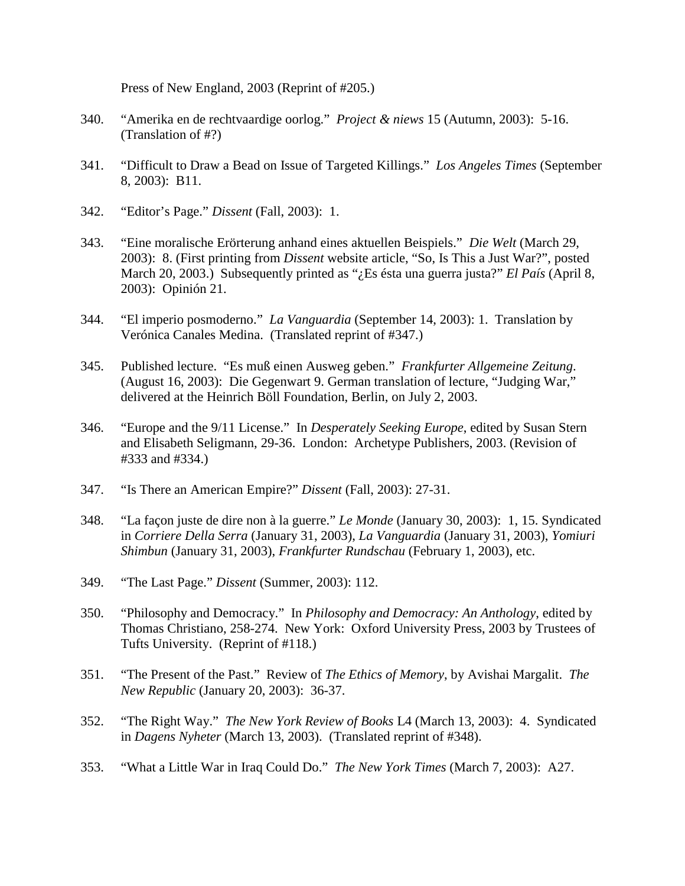Press of New England, 2003 (Reprint of #205.)

340. "Amerika en de rechtvaardige oorlog." *Project & niews* 15 (Autumn, 2003): 5-16. (Translation of #?)

341. "Difficult to Draw a Bead on Issue of Targeted Killings." *Los Angeles Times* (September 8, 2003): B11.

342. "Editor's Page." *Dissent* (Fall, 2003): 1.

343. "Eine moralische Erörterung anhand eines aktuellen Beispiels." *Die Welt* (March 29, 2003): 8. (First printing from *Dissent* website article, "So, Is This a Just War?", posted March 20, 2003.) Subsequently printed as "¿Es ésta una guerra justa?" *El País* (April 8, 2003): Opinión 21.

344. "El imperio posmoderno." *La Vanguardia* (September 14, 2003): 1. Translation by Verónica Canales Medina. (Translated reprint of #347.)

345. Published lecture. "Es muß einen Ausweg geben." *Frankfurter Allgemeine Zeitung*. (August 16, 2003): Die Gegenwart 9. German translation of lecture, "Judging War," delivered at the Heinrich Böll Foundation, Berlin, on July 2, 2003.

346. "Europe and the 9/11 License." In *Desperately Seeking Europe*, edited by Susan Stern and Elisabeth Seligmann, 29-36. London: Archetype Publishers, 2003. (Revision of #333 and #334.)

347. "Is There an American Empire?" *Dissent* (Fall, 2003): 27-31.

348. "La façon juste de dire non à la guerre." *Le Monde* (January 30, 2003): 1, 15. Syndicated in *Corriere Della Serra* (January 31, 2003), *La Vanguardia* (January 31, 2003), *Yomiuri Shimbun* (January 31, 2003), *Frankfurter Rundschau* (February 1, 2003), etc.

349. "The Last Page." *Dissent* (Summer, 2003): 112.

350. "Philosophy and Democracy." In *Philosophy and Democracy: An Anthology*, edited by Thomas Christiano, 258-274. New York: Oxford University Press, 2003 by Trustees of Tufts University. (Reprint of #118.)

351. "The Present of the Past." Review of *The Ethics of Memory*, by Avishai Margalit. *The New Republic* (January 20, 2003): 36-37.

352. "The Right Way." *The New York Review of Books* L4 (March 13, 2003): 4. Syndicated in *Dagens Nyheter* (March 13, 2003). (Translated reprint of #348).

353. "What a Little War in Iraq Could Do." *The New York Times* (March 7, 2003): A27.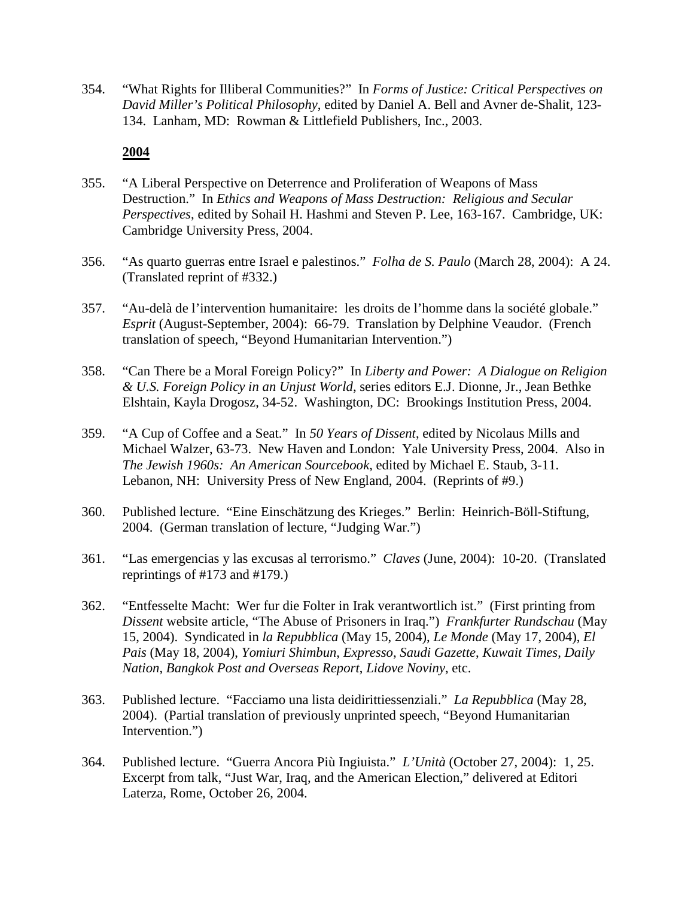354. "What Rights for Illiberal Communities?" In *Forms of Justice: Critical Perspectives on David Miller's Political Philosophy*, edited by Daniel A. Bell and Avner de-Shalit, 123-134. Lanham, MD: Rowman & Littlefield Publishers, Inc., 2003.

**2004**

355. "A Liberal Perspective on Deterrence and Proliferation of Weapons of Mass Destruction." In *Ethics and Weapons of Mass Destruction: Religious and Secular Perspectives*, edited by Sohail H. Hashmi and Steven P. Lee, 163-167. Cambridge, UK: Cambridge University Press, 2004.

356. "As quarto guerras entre Israel e palestinos." *Folha de S. Paulo* (March 28, 2004): A 24. (Translated reprint of #332.)

357. "Au-delà de l'intervention humanitaire: les droits de l'homme dans la société globale." *Esprit* (August-September, 2004): 66-79. Translation by Delphine Veaudor. (French translation of speech, "Beyond Humanitarian Intervention.")

358. "Can There be a Moral Foreign Policy?" In *Liberty and Power: A Dialogue on Religion & U.S. Foreign Policy in an Unjust World*, series editors E.J. Dionne, Jr., Jean Bethke Elshtain, Kayla Drogosz, 34-52. Washington, DC: Brookings Institution Press, 2004.

359. "A Cup of Coffee and a Seat." In *50 Years of Dissent*, edited by Nicolaus Mills and Michael Walzer, 63-73. New Haven and London: Yale University Press, 2004. Also in *The Jewish 1960s: An American Sourcebook*, edited by Michael E. Staub, 3-11. Lebanon, NH: University Press of New England, 2004. (Reprints of #9.)

360. Published lecture. "Eine Einschätzung des Krieges." Berlin: Heinrich-Böll-Stiftung, 2004. (German translation of lecture, "Judging War.")

361. "Las emergencias y las excusas al terrorismo." *Claves* (June, 2004): 10-20. (Translated reprintings of #173 and #179.)

362. "Entfesselte Macht: Wer fur die Folter in Irak verantwortlich ist." (First printing from *Dissent* website article, "The Abuse of Prisoners in Iraq.") *Frankfurter Rundschau* (May 15, 2004). Syndicated in *la Repubblica* (May 15, 2004), *Le Monde* (May 17, 2004), *El Pais* (May 18, 2004), *Yomiuri Shimbun*, *Expresso*, *Saudi Gazette*, *Kuwait Times*, *Daily Nation*, *Bangkok Post and Overseas Report*, *Lidove Noviny*, etc.

363. Published lecture. "Facciamo una lista deidirittiessenziali." *La Repubblica* (May 28, 2004). (Partial translation of previously unprinted speech, "Beyond Humanitarian Intervention.")

364. Published lecture. "Guerra Ancora Più Ingiuista." *L'Unità* (October 27, 2004): 1, 25. Excerpt from talk, "Just War, Iraq, and the American Election," delivered at Editori Laterza, Rome, October 26, 2004.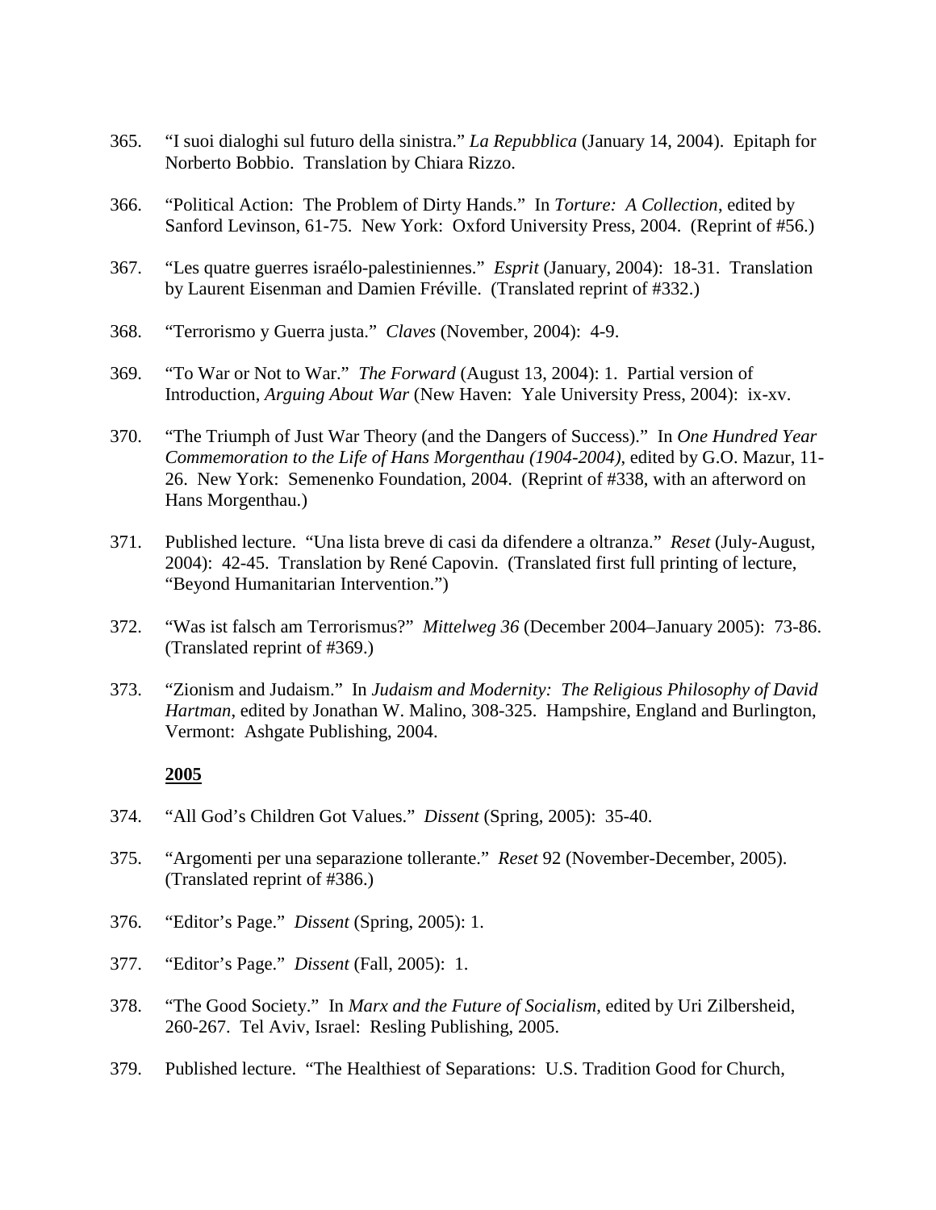365. "I suoi dialoghi sul futuro della sinistra." *La Repubblica* (January 14, 2004). Epitaph for Norberto Bobbio. Translation by Chiara Rizzo.

366. "Political Action: The Problem of Dirty Hands." In *Torture: A Collection*, edited by Sanford Levinson, 61-75. New York: Oxford University Press, 2004. (Reprint of #56.)

367. "Les quatre guerres israélo-palestiniennes." *Esprit* (January, 2004): 18-31. Translation by Laurent Eisenman and Damien Fréville. (Translated reprint of #332.)

368. "Terrorismo y Guerra justa." *Claves* (November, 2004): 4-9.

369. "To War or Not to War." *The Forward* (August 13, 2004): 1. Partial version of Introduction, *Arguing About War* (New Haven: Yale University Press, 2004): ix-xv.

370. "The Triumph of Just War Theory (and the Dangers of Success)." In *One Hundred Year Commemoration to the Life of Hans Morgenthau (1904-2004)*, edited by G.O. Mazur, 11-26. New York: Semenenko Foundation, 2004. (Reprint of #338, with an afterword on Hans Morgenthau.)

371. Published lecture. "Una lista breve di casi da difendere a oltranza." *Reset* (July-August, 2004): 42-45. Translation by René Capovin. (Translated first full printing of lecture, "Beyond Humanitarian Intervention.")

372. "Was ist falsch am Terrorismus?" *Mittelweg 36* (December 2004–January 2005): 73-86. (Translated reprint of #369.)

373. "Zionism and Judaism." In *Judaism and Modernity: The Religious Philosophy of David Hartman*, edited by Jonathan W. Malino, 308-325. Hampshire, England and Burlington, Vermont: Ashgate Publishing, 2004.

**2005**

374. "All God's Children Got Values." *Dissent* (Spring, 2005): 35-40.

375. "Argomenti per una separazione tollerante." *Reset* 92 (November-December, 2005). (Translated reprint of #386.)

376. "Editor's Page." *Dissent* (Spring, 2005): 1.

377. "Editor's Page." *Dissent* (Fall, 2005): 1.

378. "The Good Society." In *Marx and the Future of Socialism*, edited by Uri Zilbersheid, 260-267. Tel Aviv, Israel: Resling Publishing, 2005.

379. Published lecture. "The Healthiest of Separations: U.S. Tradition Good for Church,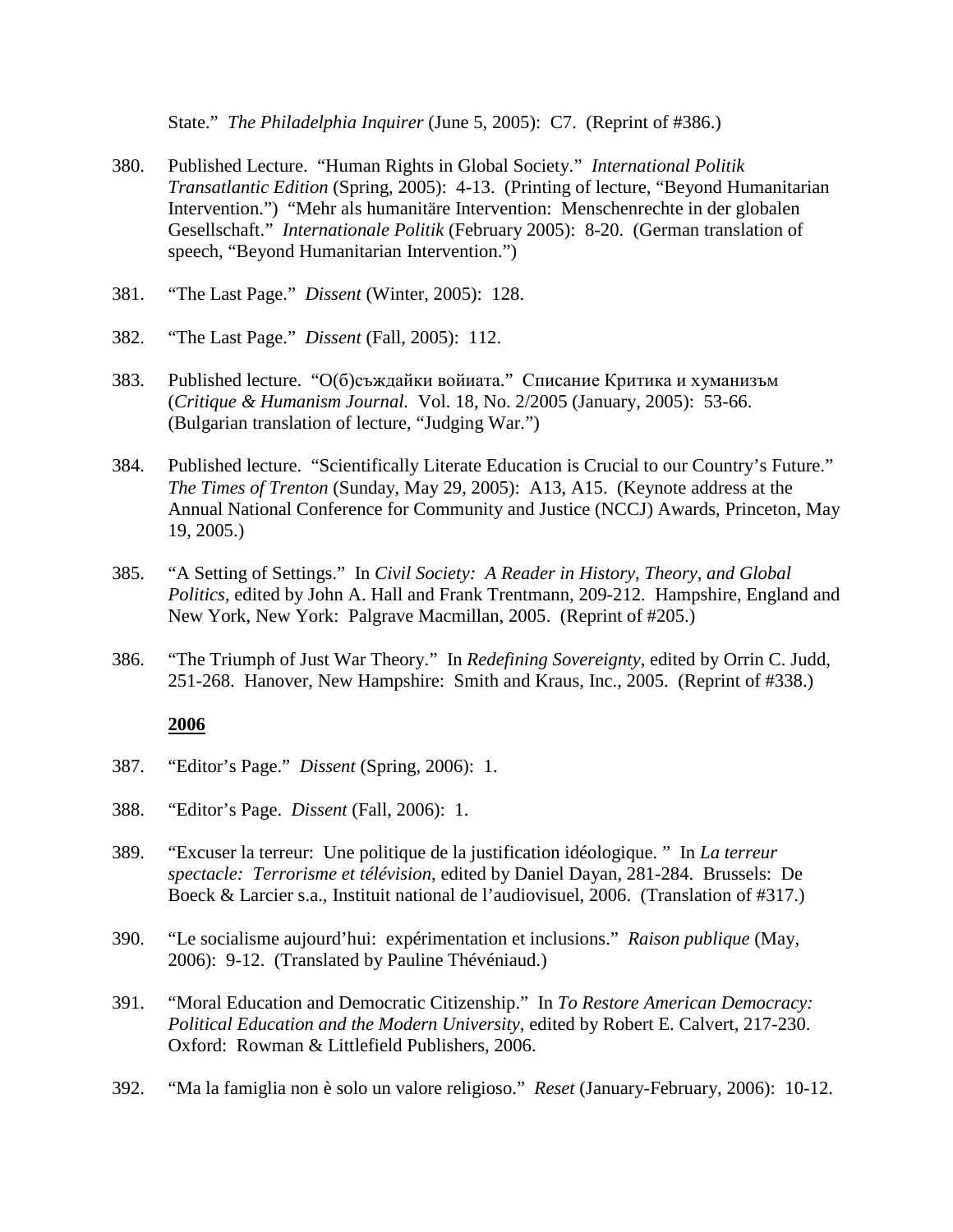State." *The Philadelphia Inquirer* (June 5, 2005): C7. (Reprint of #386.)

380. Published Lecture. "Human Rights in Global Society." *International Politik Transatlantic Edition* (Spring, 2005): 4-13. (Printing of lecture, "Beyond Humanitarian Intervention.") "Mehr als humanitäre Intervention: Menschenrechte in der globalen Gesellschaft." *Internationale Politik* (February 2005): 8-20. (German translation of speech, "Beyond Humanitarian Intervention.")

381. "The Last Page." *Dissent* (Winter, 2005): 128.

382. "The Last Page." *Dissent* (Fall, 2005): 112.

383. Published lecture. "О(б)съждайки войиата." Списание Критика и хуманизъм (*Critique & Humanism Journal.* Vol. 18, No. 2/2005 (January, 2005): 53-66. (Bulgarian translation of lecture, "Judging War.")

384. Published lecture. "Scientifically Literate Education is Crucial to our Country's Future." *The Times of Trenton* (Sunday, May 29, 2005): A13, A15. (Keynote address at the Annual National Conference for Community and Justice (NCCJ) Awards, Princeton, May 19, 2005.)

385. "A Setting of Settings." In *Civil Society: A Reader in History, Theory, and Global Politics*, edited by John A. Hall and Frank Trentmann, 209-212. Hampshire, England and New York, New York: Palgrave Macmillan, 2005. (Reprint of #205.)

386. "The Triumph of Just War Theory." In *Redefining Sovereignty*, edited by Orrin C. Judd, 251-268. Hanover, New Hampshire: Smith and Kraus, Inc., 2005. (Reprint of #338.)

**2006**

387. "Editor's Page." *Dissent* (Spring, 2006): 1.

388. "Editor's Page. *Dissent* (Fall, 2006): 1.

389. "Excuser la terreur: Une politique de la justification idéologique. " In *La terreur spectacle: Terrorisme et télévision*, edited by Daniel Dayan, 281-284. Brussels: De Boeck & Larcier s.a., Instituit national de l'audiovisuel, 2006. (Translation of #317.)

390. "Le socialisme aujourd'hui: expérimentation et inclusions." *Raison publique* (May, 2006): 9-12. (Translated by Pauline Thévéniaud.)

391. "Moral Education and Democratic Citizenship." In *To Restore American Democracy: Political Education and the Modern University*, edited by Robert E. Calvert, 217-230. Oxford: Rowman & Littlefield Publishers, 2006.

392. "Ma la famiglia non è solo un valore religioso." *Reset* (January-February, 2006): 10-12.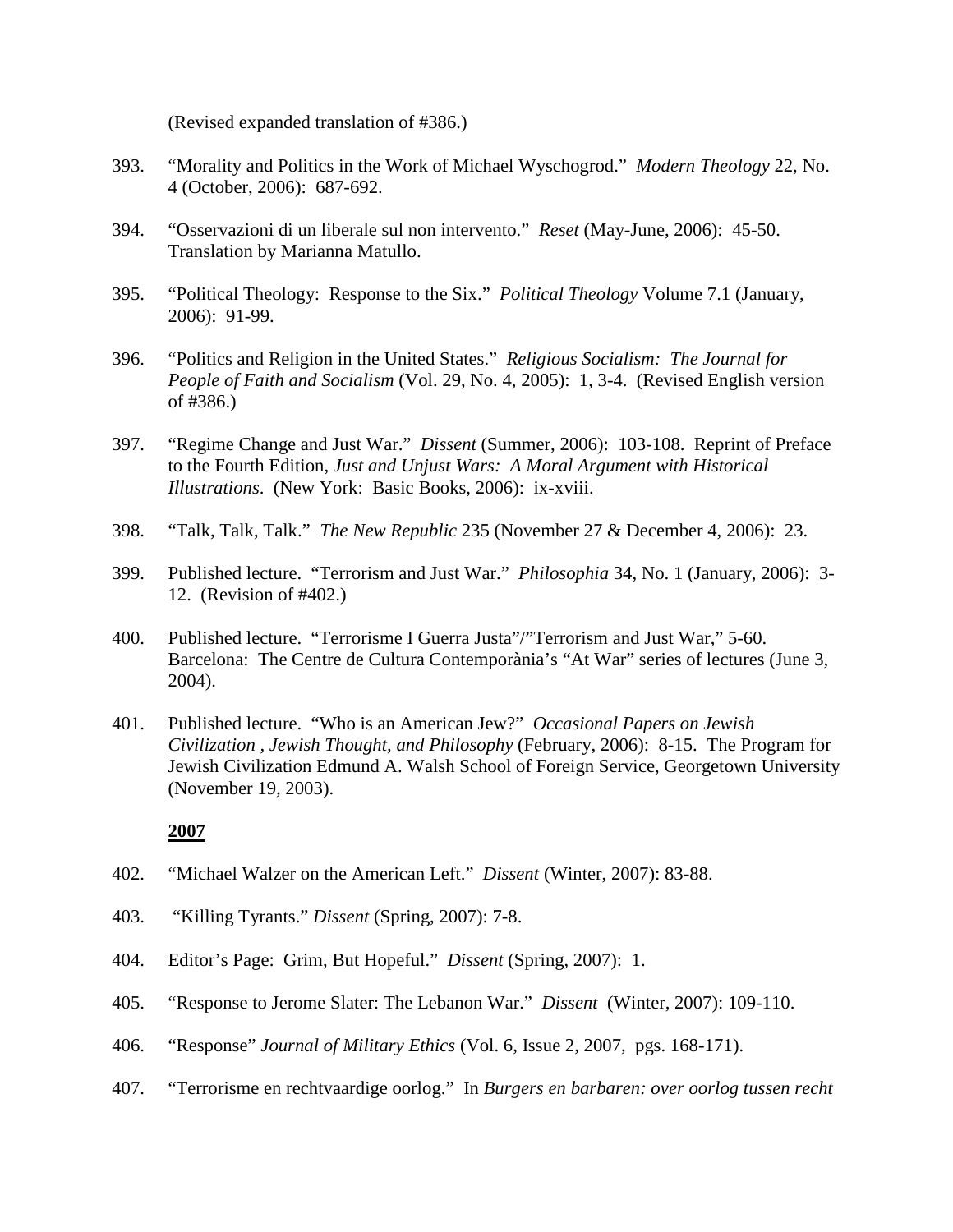(Revised expanded translation of #386.)

393. “Morality and Politics in the Work of Michael Wyschogrod.” *Modern Theology* 22, No. 4 (October, 2006): 687-692.

394. “Osservazioni di un liberale sul non intervento.” *Reset* (May-June, 2006): 45-50. Translation by Marianna Matullo.

395. “Political Theology: Response to the Six.” *Political Theology* Volume 7.1 (January, 2006): 91-99.

396. “Politics and Religion in the United States.” *Religious Socialism: The Journal for People of Faith and Socialism* (Vol. 29, No. 4, 2005): 1, 3-4. (Revised English version of #386.)

397. “Regime Change and Just War.” *Dissent* (Summer, 2006): 103-108. Reprint of Preface to the Fourth Edition, *Just and Unjust Wars: A Moral Argument with Historical Illustrations*. (New York: Basic Books, 2006): ix-xviii.

398. “Talk, Talk, Talk.” *The New Republic* 235 (November 27 & December 4, 2006): 23.

399. Published lecture. “Terrorism and Just War.” *Philosophia* 34, No. 1 (January, 2006): 3-12. (Revision of #402.)

400. Published lecture. “Terrorisme I Guerra Justa”/”Terrorism and Just War,” 5-60. Barcelona: The Centre de Cultura Contemporània’s “At War” series of lectures (June 3, 2004).

401. Published lecture. “Who is an American Jew?” *Occasional Papers on Jewish Civilization , Jewish Thought, and Philosophy* (February, 2006): 8-15. The Program for Jewish Civilization Edmund A. Walsh School of Foreign Service, Georgetown University (November 19, 2003).

**2007**

402. “Michael Walzer on the American Left.” *Dissent* (Winter, 2007): 83-88.

403. “Killing Tyrants.” *Dissent* (Spring, 2007): 7-8.

404. Editor’s Page: Grim, But Hopeful.” *Dissent* (Spring, 2007): 1.

405. “Response to Jerome Slater: The Lebanon War.” *Dissent* (Winter, 2007): 109-110.

406. “Response” *Journal of Military Ethics* (Vol. 6, Issue 2, 2007, pgs. 168-171).

407. “Terrorisme en rechtvaardige oorlog.” In *Burgers en barbaren: over oorlog tussen recht*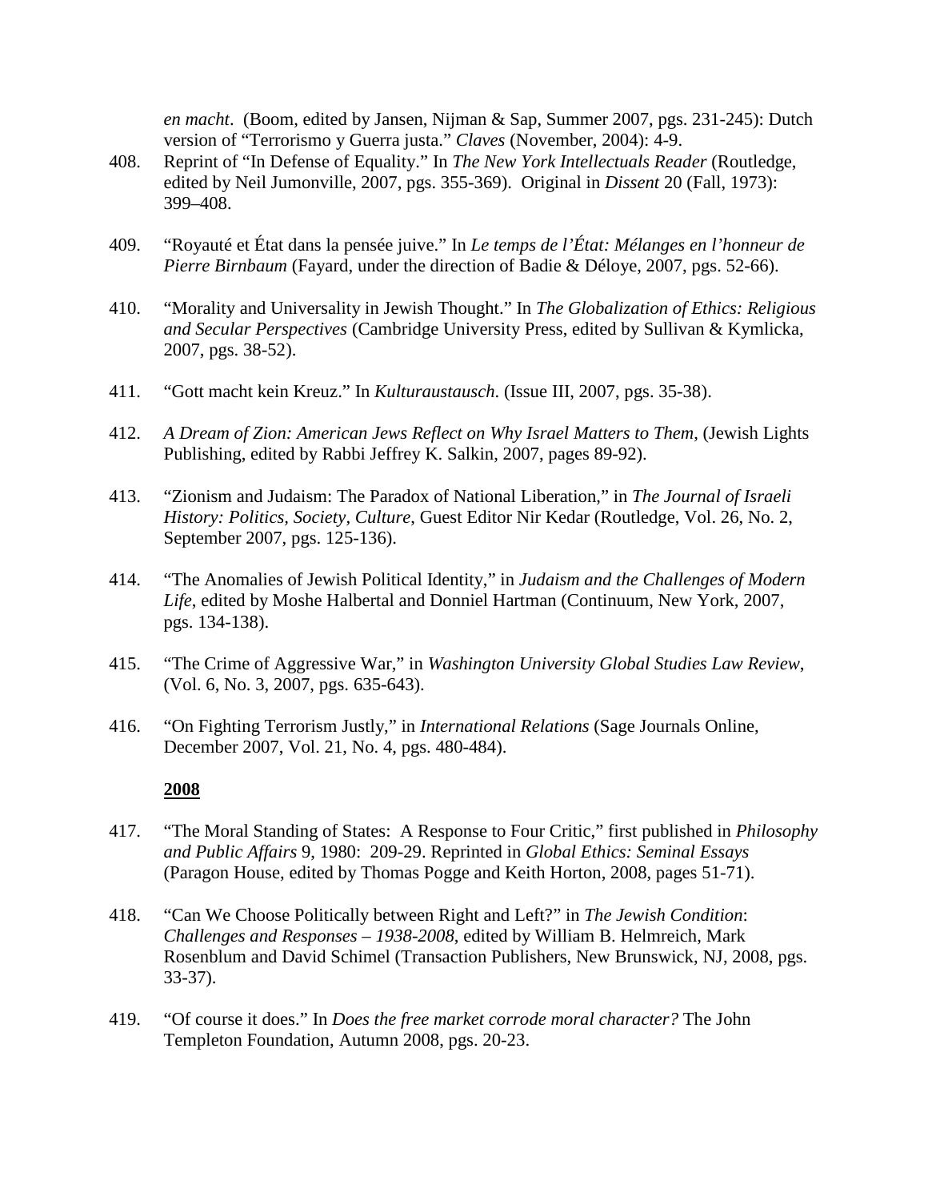*en macht*. (Boom, edited by Jansen, Nijman & Sap, Summer 2007, pgs. 231-245): Dutch version of "Terrorismo y Guerra justa." *Claves* (November, 2004): 4-9.

408. Reprint of "In Defense of Equality." In *The New York Intellectuals Reader* (Routledge, edited by Neil Jumonville, 2007, pgs. 355-369). Original in *Dissent* 20 (Fall, 1973): 399–408.

409. "Royauté et État dans la pensée juive." In *Le temps de l'État: Mélanges en l'honneur de Pierre Birnbaum* (Fayard, under the direction of Badie & Déloye, 2007, pgs. 52-66).

410. "Morality and Universality in Jewish Thought." In *The Globalization of Ethics: Religious and Secular Perspectives* (Cambridge University Press, edited by Sullivan & Kymlicka, 2007, pgs. 38-52).

411. "Gott macht kein Kreuz." In *Kulturaustausch.* (Issue III, 2007, pgs. 35-38).

412. *A Dream of Zion: American Jews Reflect on Why Israel Matters to Them*, (Jewish Lights Publishing, edited by Rabbi Jeffrey K. Salkin, 2007, pages 89-92).

413. "Zionism and Judaism: The Paradox of National Liberation," in *The Journal of Israeli History: Politics, Society, Culture*, Guest Editor Nir Kedar (Routledge, Vol. 26, No. 2, September 2007, pgs. 125-136).

414. "The Anomalies of Jewish Political Identity," in *Judaism and the Challenges of Modern Life*, edited by Moshe Halbertal and Donniel Hartman (Continuum, New York, 2007, pgs. 134-138).

415. "The Crime of Aggressive War," in *Washington University Global Studies Law Review*, (Vol. 6, No. 3, 2007, pgs. 635-643).

416. "On Fighting Terrorism Justly," in *International Relations* (Sage Journals Online, December 2007, Vol. 21, No. 4, pgs. 480-484).

**2008**

417. "The Moral Standing of States: A Response to Four Critic," first published in *Philosophy and Public Affairs* 9, 1980: 209-29. Reprinted in *Global Ethics: Seminal Essays* (Paragon House, edited by Thomas Pogge and Keith Horton, 2008, pages 51-71).

418. "Can We Choose Politically between Right and Left?" in *The Jewish Condition*: *Challenges and Responses – 1938-2008*, edited by William B. Helmreich, Mark Rosenblum and David Schimel (Transaction Publishers, New Brunswick, NJ, 2008, pgs. 33-37).

419. "Of course it does." In *Does the free market corrode moral character?* The John Templeton Foundation, Autumn 2008, pgs. 20-23.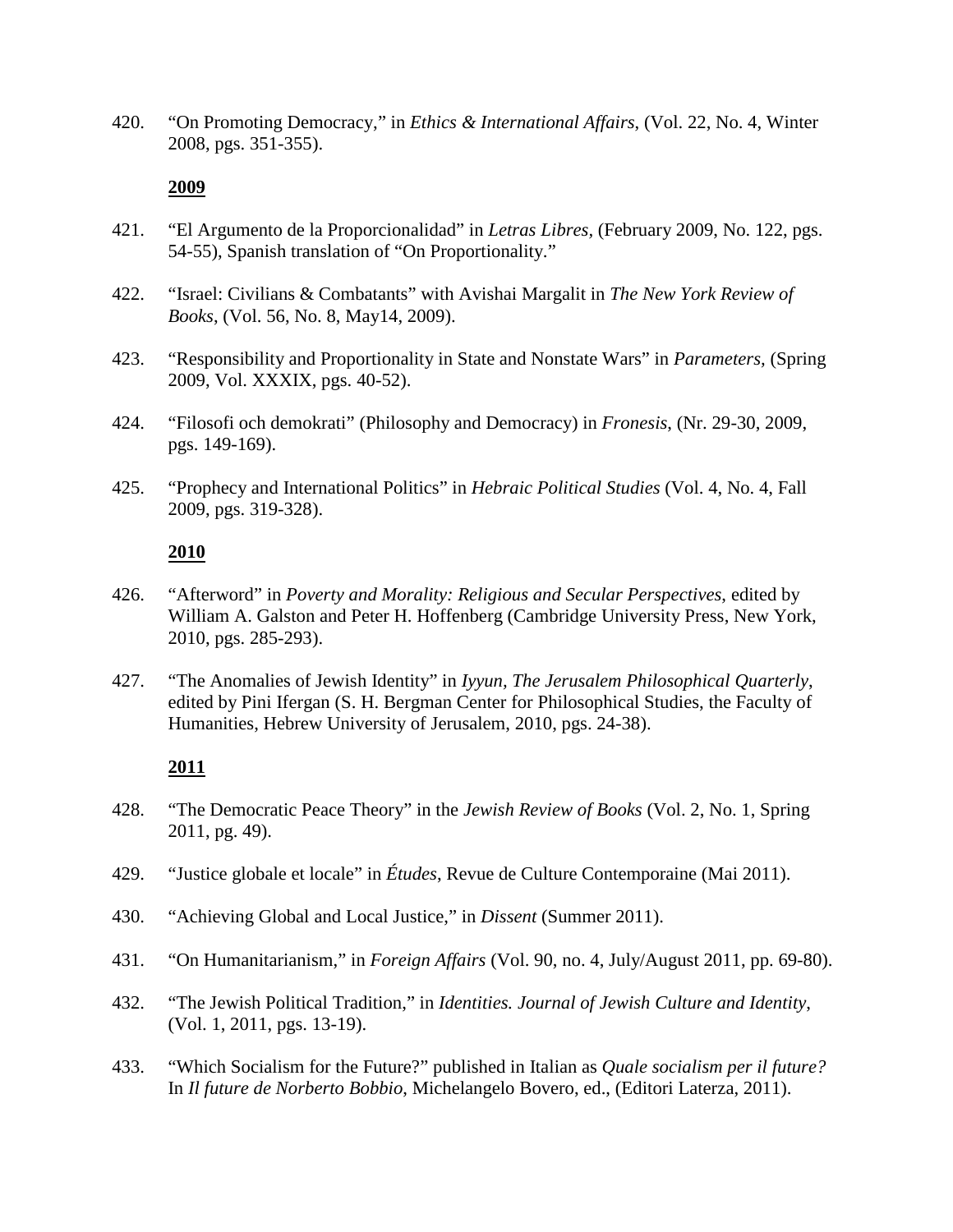420. "On Promoting Democracy," in *Ethics & International Affairs*, (Vol. 22, No. 4, Winter 2008, pgs. 351-355).

**2009**

421. "El Argumento de la Proporcionalidad" in *Letras Libres*, (February 2009, No. 122, pgs. 54-55), Spanish translation of "On Proportionality."

422. "Israel: Civilians & Combatants" with Avishai Margalit in *The New York Review of Books*, (Vol. 56, No. 8, May14, 2009).

423. "Responsibility and Proportionality in State and Nonstate Wars" in *Parameters*, (Spring 2009, Vol. XXXIX, pgs. 40-52).

424. "Filosofi och demokrati" (Philosophy and Democracy) in *Fronesis*, (Nr. 29-30, 2009, pgs. 149-169).

425. "Prophecy and International Politics" in *Hebraic Political Studies* (Vol. 4, No. 4, Fall 2009, pgs. 319-328).

**2010**

426. "Afterword" in *Poverty and Morality: Religious and Secular Perspectives*, edited by William A. Galston and Peter H. Hoffenberg (Cambridge University Press, New York, 2010, pgs. 285-293).

427. "The Anomalies of Jewish Identity" in *Iyyun, The Jerusalem Philosophical Quarterly*, edited by Pini Ifergan (S. H. Bergman Center for Philosophical Studies, the Faculty of Humanities, Hebrew University of Jerusalem, 2010, pgs. 24-38).

**2011**

428. "The Democratic Peace Theory" in the *Jewish Review of Books* (Vol. 2, No. 1, Spring 2011, pg. 49).

429. "Justice globale et locale" in *Études*, Revue de Culture Contemporaine (Mai 2011).

430. "Achieving Global and Local Justice," in *Dissent* (Summer 2011).

431. "On Humanitarianism," in *Foreign Affairs* (Vol. 90, no. 4, July/August 2011, pp. 69-80).

432. "The Jewish Political Tradition," in *Identities. Journal of Jewish Culture and Identity*, (Vol. 1, 2011, pgs. 13-19).

433. "Which Socialism for the Future?" published in Italian as *Quale socialism per il future?* In *Il future de Norberto Bobbio*, Michelangelo Bovero, ed., (Editori Laterza, 2011).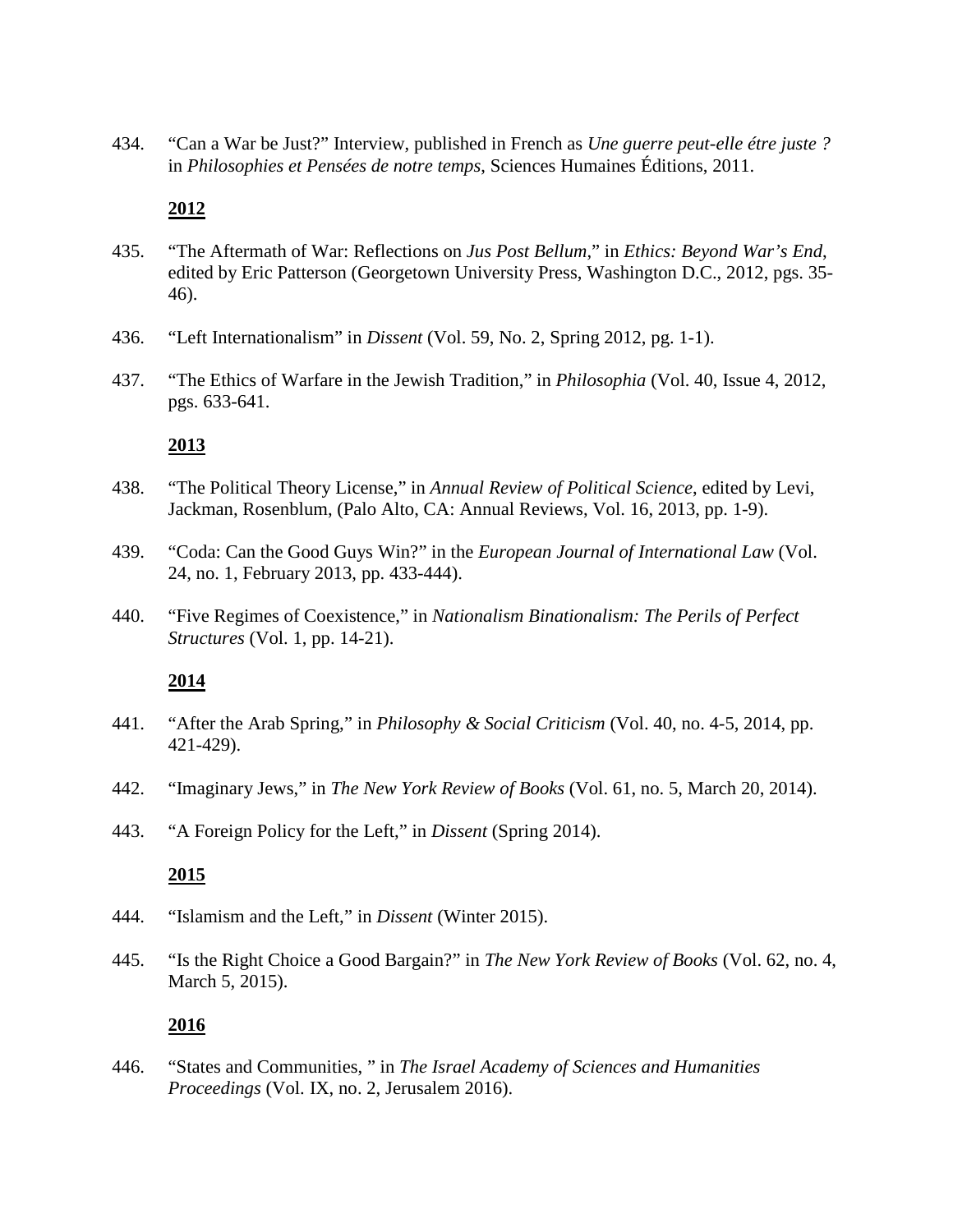434. "Can a War be Just?" Interview, published in French as *Une guerre peut-elle étre juste ?* in *Philosophies et Pensées de notre temps*, Sciences Humaines Éditions, 2011.

**2012**

435. "The Aftermath of War: Reflections on *Jus Post Bellum*," in *Ethics: Beyond War's End*, edited by Eric Patterson (Georgetown University Press, Washington D.C., 2012, pgs. 35-46).

436. "Left Internationalism" in *Dissent* (Vol. 59, No. 2, Spring 2012, pg. 1-1).

437. "The Ethics of Warfare in the Jewish Tradition," in *Philosophia* (Vol. 40, Issue 4, 2012, pgs. 633-641.

**2013**

438. "The Political Theory License," in *Annual Review of Political Science*, edited by Levi, Jackman, Rosenblum, (Palo Alto, CA: Annual Reviews, Vol. 16, 2013, pp. 1-9).

439. "Coda: Can the Good Guys Win?" in the *European Journal of International Law* (Vol. 24, no. 1, February 2013, pp. 433-444).

440. "Five Regimes of Coexistence," in *Nationalism Binationalism: The Perils of Perfect Structures* (Vol. 1, pp. 14-21).

**2014**

441. "After the Arab Spring," in *Philosophy & Social Criticism* (Vol. 40, no. 4-5, 2014, pp. 421-429).

442. "Imaginary Jews," in *The New York Review of Books* (Vol. 61, no. 5, March 20, 2014).

443. "A Foreign Policy for the Left," in *Dissent* (Spring 2014).

**2015**

444. "Islamism and the Left," in *Dissent* (Winter 2015).

445. "Is the Right Choice a Good Bargain?" in *The New York Review of Books* (Vol. 62, no. 4, March 5, 2015).

**2016**

446. "States and Communities, " in *The Israel Academy of Sciences and Humanities Proceedings* (Vol. IX, no. 2, Jerusalem 2016).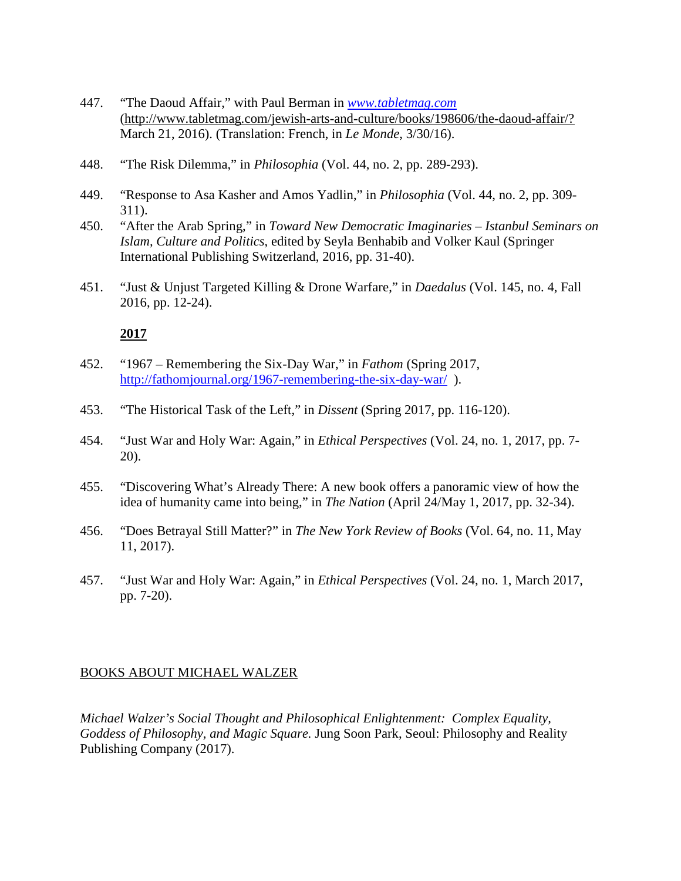447. "The Daoud Affair," with Paul Berman in *www.tabletmag.com* (http://www.tabletmag.com/jewish-arts-and-culture/books/198606/the-daoud-affair/? March 21, 2016). (Translation: French, in *Le Monde*, 3/30/16).

448. "The Risk Dilemma," in *Philosophia* (Vol. 44, no. 2, pp. 289-293).

449. "Response to Asa Kasher and Amos Yadlin," in *Philosophia* (Vol. 44, no. 2, pp. 309-311).

450. "After the Arab Spring," in *Toward New Democratic Imaginaries – Istanbul Seminars on Islam, Culture and Politics*, edited by Seyla Benhabib and Volker Kaul (Springer International Publishing Switzerland, 2016, pp. 31-40).

451. "Just & Unjust Targeted Killing & Drone Warfare," in *Daedalus* (Vol. 145, no. 4, Fall 2016, pp. 12-24).

**2017**

452. "1967 – Remembering the Six-Day War," in *Fathom* (Spring 2017, http://fathomjournal.org/1967-remembering-the-six-day-war/ ).

453. "The Historical Task of the Left," in *Dissent* (Spring 2017, pp. 116-120).

454. "Just War and Holy War: Again," in *Ethical Perspectives* (Vol. 24, no. 1, 2017, pp. 7-20).

455. "Discovering What's Already There: A new book offers a panoramic view of how the idea of humanity came into being," in *The Nation* (April 24/May 1, 2017, pp. 32-34).

456. "Does Betrayal Still Matter?" in *The New York Review of Books* (Vol. 64, no. 11, May 11, 2017).

457. "Just War and Holy War: Again," in *Ethical Perspectives* (Vol. 24, no. 1, March 2017, pp. 7-20).

BOOKS ABOUT MICHAEL WALZER

*Michael Walzer's Social Thought and Philosophical Enlightenment: Complex Equality, Goddess of Philosophy, and Magic Square.* Jung Soon Park, Seoul: Philosophy and Reality Publishing Company (2017).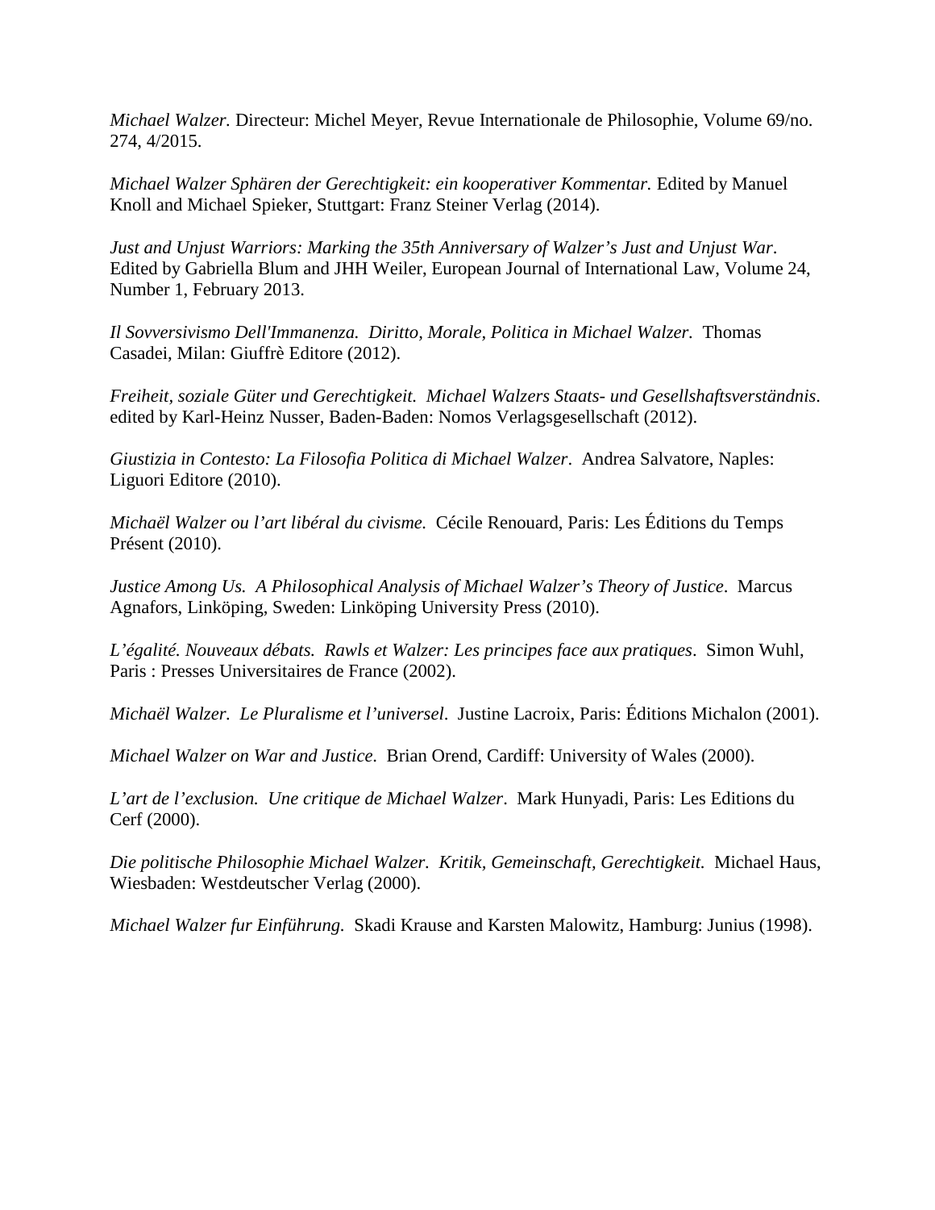*Michael Walzer.* Directeur: Michel Meyer, Revue Internationale de Philosophie, Volume 69/no. 274, 4/2015.

*Michael Walzer Sphären der Gerechtigkeit: ein kooperativer Kommentar.* Edited by Manuel Knoll and Michael Spieker, Stuttgart: Franz Steiner Verlag (2014).

*Just and Unjust Warriors: Marking the 35th Anniversary of Walzer's Just and Unjust War*. Edited by Gabriella Blum and JHH Weiler, European Journal of International Law, Volume 24, Number 1, February 2013.

*Il Sovversivismo Dell'Immanenza. Diritto, Morale, Politica in Michael Walzer.* Thomas Casadei, Milan: Giuffrè Editore (2012).

*Freiheit, soziale Güter und Gerechtigkeit. Michael Walzers Staats- und Gesellshaftsverständnis*. edited by Karl-Heinz Nusser, Baden-Baden: Nomos Verlagsgesellschaft (2012).

*Giustizia in Contesto: La Filosofia Politica di Michael Walzer*. Andrea Salvatore, Naples: Liguori Editore (2010).

*Michaël Walzer ou l'art libéral du civisme.* Cécile Renouard, Paris: Les Éditions du Temps Présent (2010).

*Justice Among Us. A Philosophical Analysis of Michael Walzer's Theory of Justice*. Marcus Agnafors, Linköping, Sweden: Linköping University Press (2010).

*L'égalité. Nouveaux débats. Rawls et Walzer: Les principes face aux pratiques*. Simon Wuhl, Paris : Presses Universitaires de France (2002).

*Michaël Walzer. Le Pluralisme et l'universel*. Justine Lacroix, Paris: Éditions Michalon (2001).

*Michael Walzer on War and Justice*. Brian Orend, Cardiff: University of Wales (2000).

*L'art de l'exclusion. Une critique de Michael Walzer*. Mark Hunyadi, Paris: Les Editions du Cerf (2000).

*Die politische Philosophie Michael Walzer. Kritik, Gemeinschaft, Gerechtigkeit.* Michael Haus, Wiesbaden: Westdeutscher Verlag (2000).

*Michael Walzer fur Einführung.* Skadi Krause and Karsten Malowitz, Hamburg: Junius (1998).